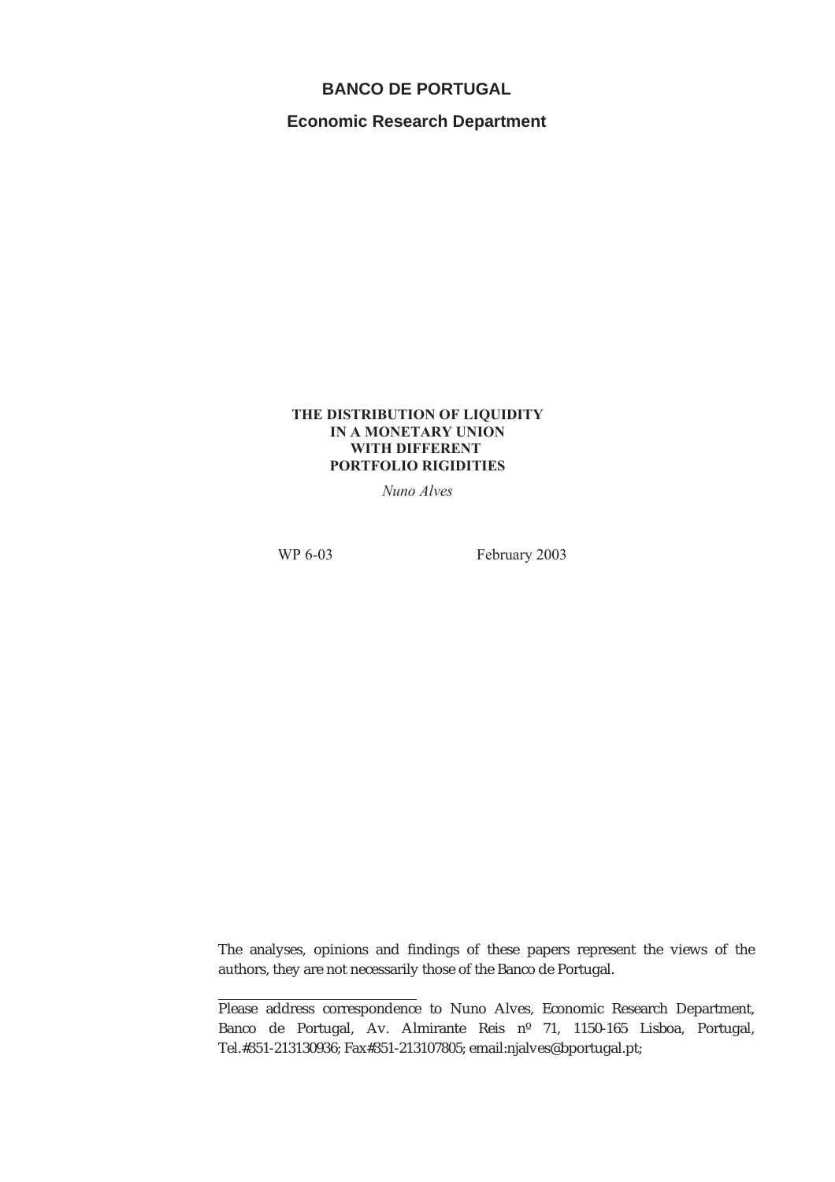**BANCO DE PORTUGAL**

**Economic Research Department**

# THE DISTRIBUTION OF LIQUIDITY IN A MONETARY UNION WITH DIFFERENT PORTFOLIO RIGIDITIES

*Nuno Alves*

WP 6-03 February 2003

The analyses, opinions and findings of these papers represent the views of the authors, they are not necessarily those of the Banco de Portugal.

---

Please address correspondence to Nuno Alves, Economic Research Department, Banco de Portugal, Av. Almirante Reis nº 71, 1150-165 Lisboa, Portugal, Tel.#351-213130936; Fax#351-213107805; email:njalves@bportugal.pt;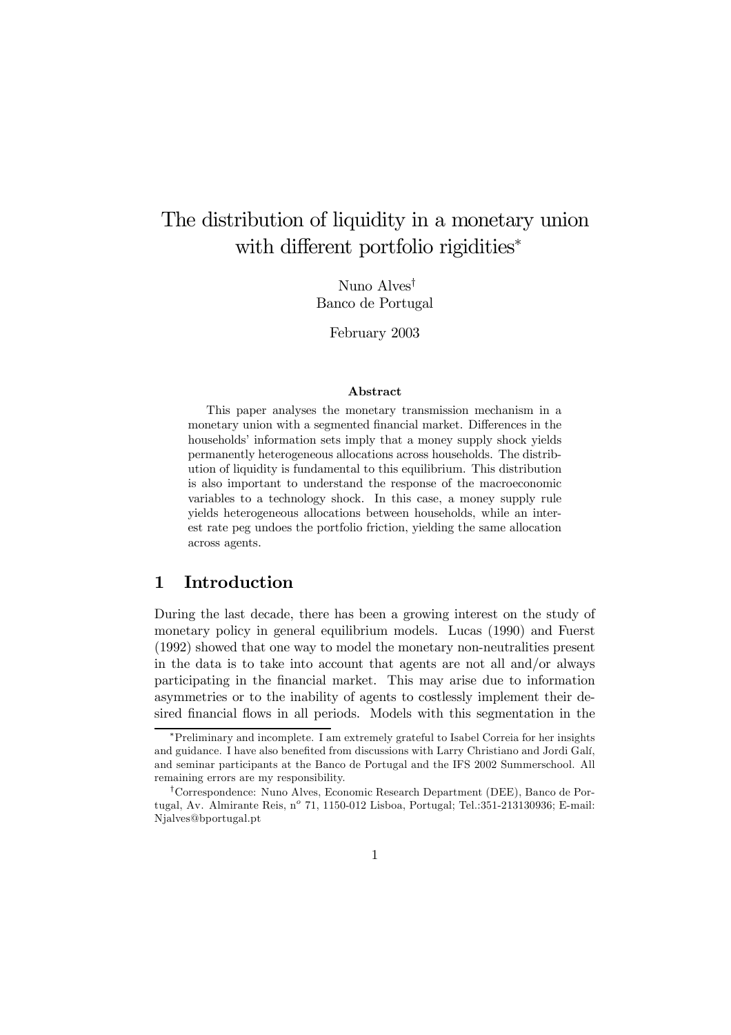# The distribution of liquidity in a monetary union with different portfolio rigidities*

Nuno Alves[†]
Banco de Portugal

February 2003

### Abstract

This paper analyses the monetary transmission mechanism in a monetary union with a segmented financial market. Differences in the households' information sets imply that a money supply shock yields permanently heterogeneous allocations across households. The distribution of liquidity is fundamental to this equilibrium. This distribution is also important to understand the response of the macroeconomic variables to a technology shock. In this case, a money supply rule yields heterogeneous allocations between households, while an interest rate peg undoes the portfolio friction, yielding the same allocation across agents.

## 1 Introduction

During the last decade, there has been a growing interest on the study of monetary policy in general equilibrium models. Lucas (1990) and Fuerst (1992) showed that one way to model the monetary non-neutralities present in the data is to take into account that agents are not all and/or always participating in the financial market. This may arise due to information asymmetries or to the inability of agents to costlessly implement their desired financial flows in all periods. Models with this segmentation in the

---

*Preliminary and incomplete. I am extremely grateful to Isabel Correia for her insights and guidance. I have also benefited from discussions with Larry Christiano and Jordi Galí, and seminar participants at the Banco de Portugal and the IFS 2002 Summerschool. All remaining errors are my responsibility.

†Correspondence: Nuno Alves, Economic Research Department (DEE), Banco de Portugal, Av. Almirante Reis, n$^o$ 71, 1150-012 Lisboa, Portugal; Tel.:351-213130936; E-mail: Njalves@bportugal.pt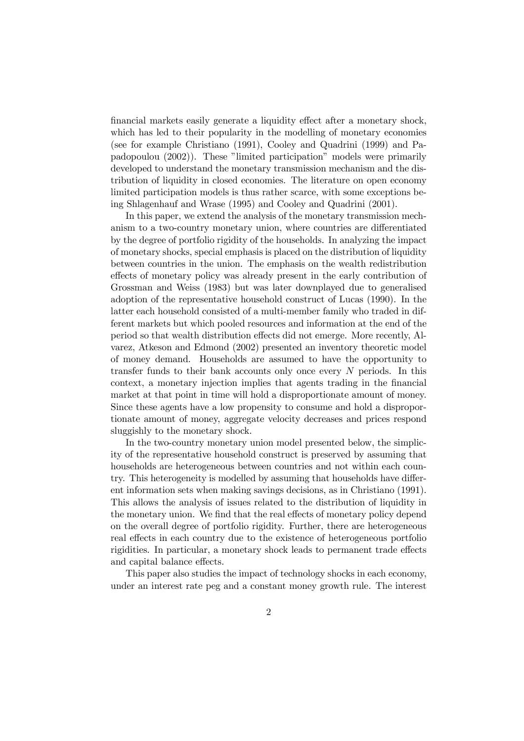financial markets easily generate a liquidity effect after a monetary shock, which has led to their popularity in the modelling of monetary economies (see for example Christiano (1991), Cooley and Quadrini (1999) and Papadopoulou (2002)). These "limited participation" models were primarily developed to understand the monetary transmission mechanism and the distribution of liquidity in closed economies. The literature on open economy limited participation models is thus rather scarce, with some exceptions being Shlagenhauf and Wrase (1995) and Cooley and Quadrini (2001).

In this paper, we extend the analysis of the monetary transmission mechanism to a two-country monetary union, where countries are differentiated by the degree of portfolio rigidity of the households. In analyzing the impact of monetary shocks, special emphasis is placed on the distribution of liquidity between countries in the union. The emphasis on the wealth redistribution effects of monetary policy was already present in the early contribution of Grossman and Weiss (1983) but was later downplayed due to generalised adoption of the representative household construct of Lucas (1990). In the latter each household consisted of a multi-member family who traded in different markets but which pooled resources and information at the end of the period so that wealth distribution effects did not emerge. More recently, Alvarez, Atkeson and Edmond (2002) presented an inventory theoretic model of money demand. Households are assumed to have the opportunity to transfer funds to their bank accounts only once every $N$ periods. In this context, a monetary injection implies that agents trading in the financial market at that point in time will hold a disproportionate amount of money. Since these agents have a low propensity to consume and hold a disproportionate amount of money, aggregate velocity decreases and prices respond sluggishly to the monetary shock.

In the two-country monetary union model presented below, the simplicity of the representative household construct is preserved by assuming that households are heterogeneous between countries and not within each country. This heterogeneity is modelled by assuming that households have different information sets when making savings decisions, as in Christiano (1991). This allows the analysis of issues related to the distribution of liquidity in the monetary union. We find that the real effects of monetary policy depend on the overall degree of portfolio rigidity. Further, there are heterogeneous real effects in each country due to the existence of heterogeneous portfolio rigidities. In particular, a monetary shock leads to permanent trade effects and capital balance effects.

This paper also studies the impact of technology shocks in each economy, under an interest rate peg and a constant money growth rule. The interest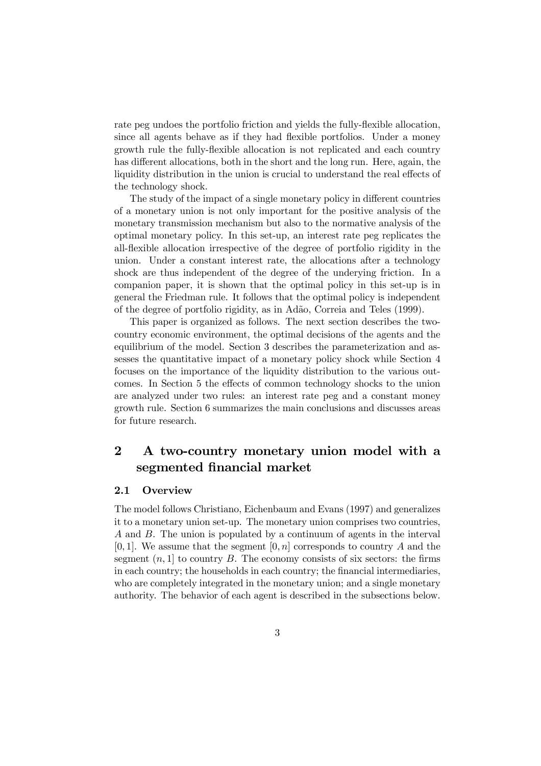rate peg undoes the portfolio friction and yields the fully-flexible allocation, since all agents behave as if they had flexible portfolios. Under a money growth rule the fully-flexible allocation is not replicated and each country has different allocations, both in the short and the long run. Here, again, the liquidity distribution in the union is crucial to understand the real effects of the technology shock.

The study of the impact of a single monetary policy in different countries of a monetary union is not only important for the positive analysis of the monetary transmission mechanism but also to the normative analysis of the optimal monetary policy. In this set-up, an interest rate peg replicates the all-flexible allocation irrespective of the degree of portfolio rigidity in the union. Under a constant interest rate, the allocations after a technology shock are thus independent of the degree of the underying friction. In a companion paper, it is shown that the optimal policy in this set-up is in general the Friedman rule. It follows that the optimal policy is independent of the degree of portfolio rigidity, as in Adão, Correia and Teles (1999).

This paper is organized as follows. The next section describes the two-country economic environment, the optimal decisions of the agents and the equilibrium of the model. Section 3 describes the parameterization and assesses the quantitative impact of a monetary policy shock while Section 4 focuses on the importance of the liquidity distribution to the various outcomes. In Section 5 the effects of common technology shocks to the union are analyzed under two rules: an interest rate peg and a constant money growth rule. Section 6 summarizes the main conclusions and discusses areas for future research.

## 2 A two-country monetary union model with a segmented financial market

### 2.1 Overview

The model follows Christiano, Eichenbaum and Evans (1997) and generalizes it to a monetary union set-up. The monetary union comprises two countries, $A$ and $B$. The union is populated by a continuum of agents in the interval $[0, 1]$. We assume that the segment $[0, n]$ corresponds to country $A$ and the segment $(n, 1]$ to country $B$. The economy consists of six sectors: the firms in each country; the households in each country; the financial intermediaries, who are completely integrated in the monetary union; and a single monetary authority. The behavior of each agent is described in the subsections below.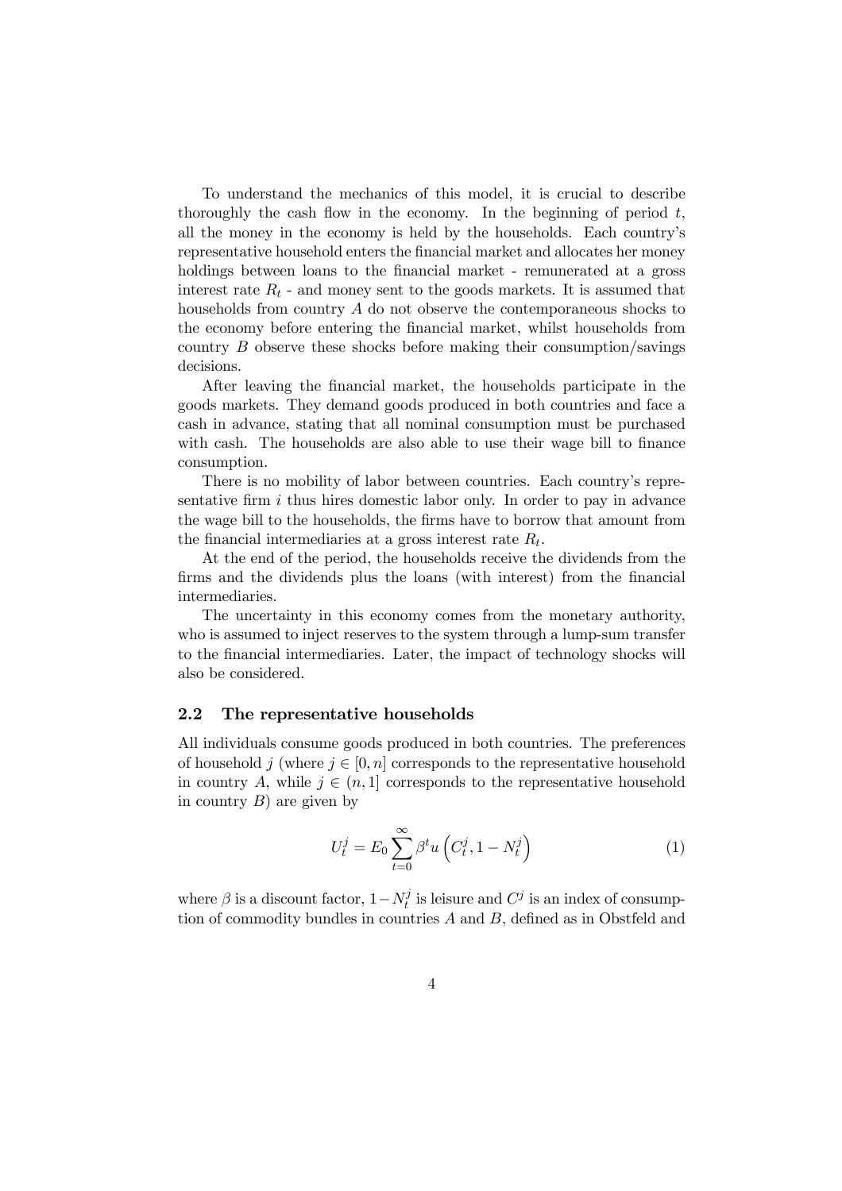To understand the mechanics of this model, it is crucial to describe thoroughly the cash flow in the economy. In the beginning of period $t$, all the money in the economy is held by the households. Each country's representative household enters the financial market and allocates her money holdings between loans to the financial market - remunerated at a gross interest rate $R_t$ - and money sent to the goods markets. It is assumed that households from country $A$ do not observe the contemporaneous shocks to the economy before entering the financial market, whilst households from country $B$ observe these shocks before making their consumption/savings decisions.

After leaving the financial market, the households participate in the goods markets. They demand goods produced in both countries and face a cash in advance, stating that all nominal consumption must be purchased with cash. The households are also able to use their wage bill to finance consumption.

There is no mobility of labor between countries. Each country's representative firm $i$ thus hires domestic labor only. In order to pay in advance the wage bill to the households, the firms have to borrow that amount from the financial intermediaries at a gross interest rate $R_t$.

At the end of the period, the households receive the dividends from the firms and the dividends plus the loans (with interest) from the financial intermediaries.

The uncertainty in this economy comes from the monetary authority, who is assumed to inject reserves to the system through a lump-sum transfer to the financial intermediaries. Later, the impact of technology shocks will also be considered.

### 2.2 The representative households

All individuals consume goods produced in both countries. The preferences of household $j$ (where $j \in [0, n]$ corresponds to the representative household in country $A$, while $j \in (n, 1]$ corresponds to the representative household in country $B$) are given by

$$U_t^j = E_0 \sum_{t=0}^{\infty} \beta^t u\left(C_t^j, 1 - N_t^j\right) \tag{1}$$

where $\beta$ is a discount factor, $1 - N_t^j$ is leisure and $C^j$ is an index of consumption of commodity bundles in countries $A$ and $B$, defined as in Obstfeld and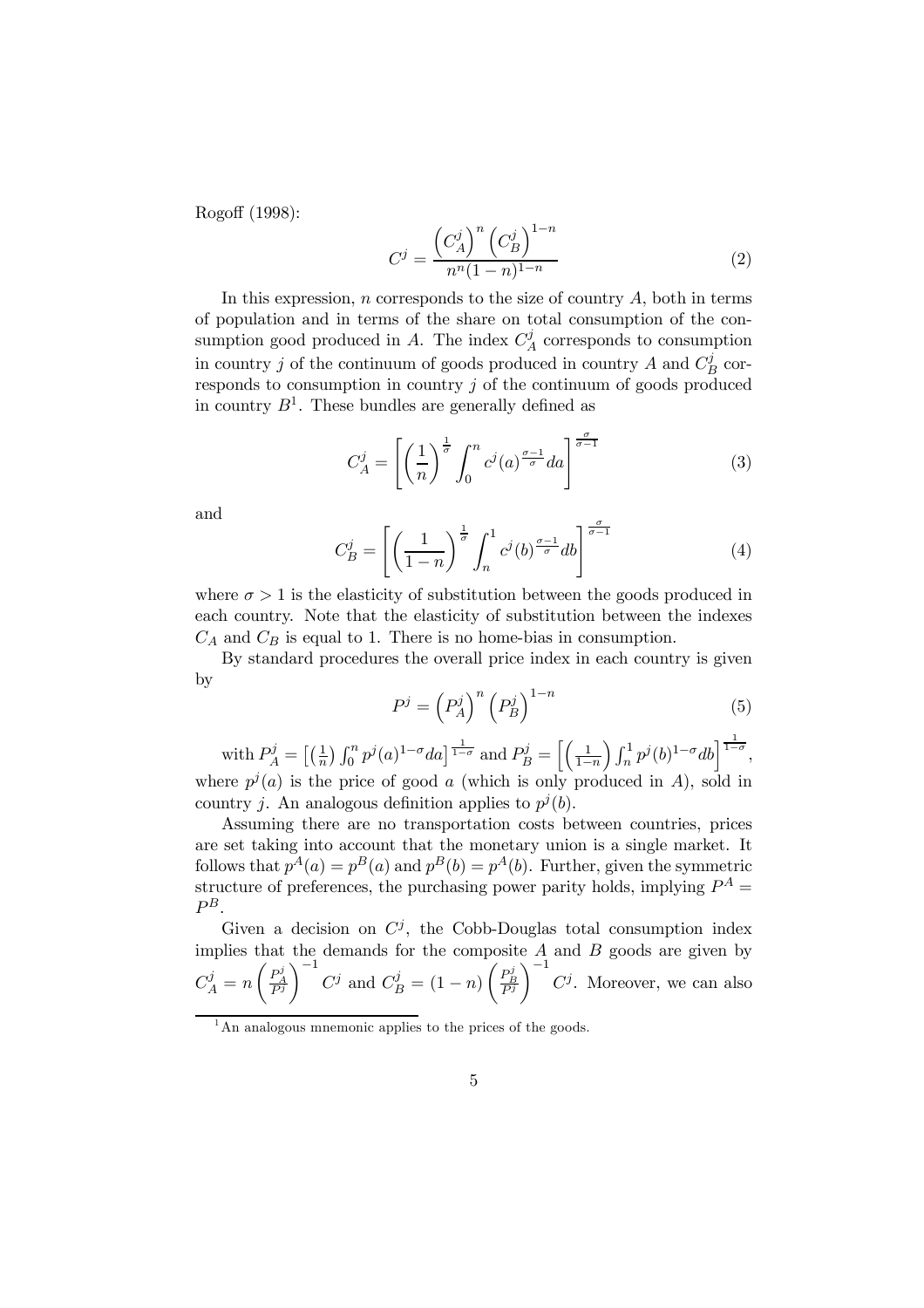Rogoff (1998):

$$C^j = \frac{\left(C_A^j\right)^n \left(C_B^j\right)^{1-n}}{n^n(1-n)^{1-n}} \tag{2}$$

In this expression, $n$ corresponds to the size of country $A$, both in terms of population and in terms of the share on total consumption of the consumption good produced in $A$. The index $C_A^j$ corresponds to consumption in country $j$ of the continuum of goods produced in country $A$ and $C_B^j$ corresponds to consumption in country $j$ of the continuum of goods produced in country $B$[1]. These bundles are generally defined as

$$C_A^j = \left[\left(\frac{1}{n}\right)^{\frac{1}{\sigma}} \int_0^n c^j(a)^{\frac{\sigma-1}{\sigma}} da\right]^{\frac{\sigma}{\sigma-1}} \tag{3}$$

and

$$C_B^j = \left[\left(\frac{1}{1-n}\right)^{\frac{1}{\sigma}} \int_n^1 c^j(b)^{\frac{\sigma-1}{\sigma}} db\right]^{\frac{\sigma}{\sigma-1}} \tag{4}$$

where $\sigma > 1$ is the elasticity of substitution between the goods produced in each country. Note that the elasticity of substitution between the indexes $C_A$ and $C_B$ is equal to 1. There is no home-bias in consumption.

By standard procedures the overall price index in each country is given by

$$P^j = \left(P_A^j\right)^n \left(P_B^j\right)^{1-n} \tag{5}$$

with $P_A^j = \left[\left(\frac{1}{n}\right) \int_0^n p^j(a)^{1-\sigma} da\right]^{\frac{1}{1-\sigma}}$ and $P_B^j = \left[\left(\frac{1}{1-n}\right) \int_n^1 p^j(b)^{1-\sigma} db\right]^{\frac{1}{1-\sigma}}$, where $p^j(a)$ is the price of good $a$ (which is only produced in $A$), sold in country $j$. An analogous definition applies to $p^j(b)$.

Assuming there are no transportation costs between countries, prices are set taking into account that the monetary union is a single market. It follows that $p^A(a) = p^B(a)$ and $p^B(b) = p^A(b)$. Further, given the symmetric structure of preferences, the purchasing power parity holds, implying $P^A = P^B$.

Given a decision on $C^j$, the Cobb-Douglas total consumption index implies that the demands for the composite $A$ and $B$ goods are given by $C_A^j = n\left(\frac{P_A^j}{P^j}\right)^{-1} C^j$ and $C_B^j = (1-n)\left(\frac{P_B^j}{P^j}\right)^{-1} C^j$. Moreover, we can also

[1] An analogous mnemonic applies to the prices of the goods.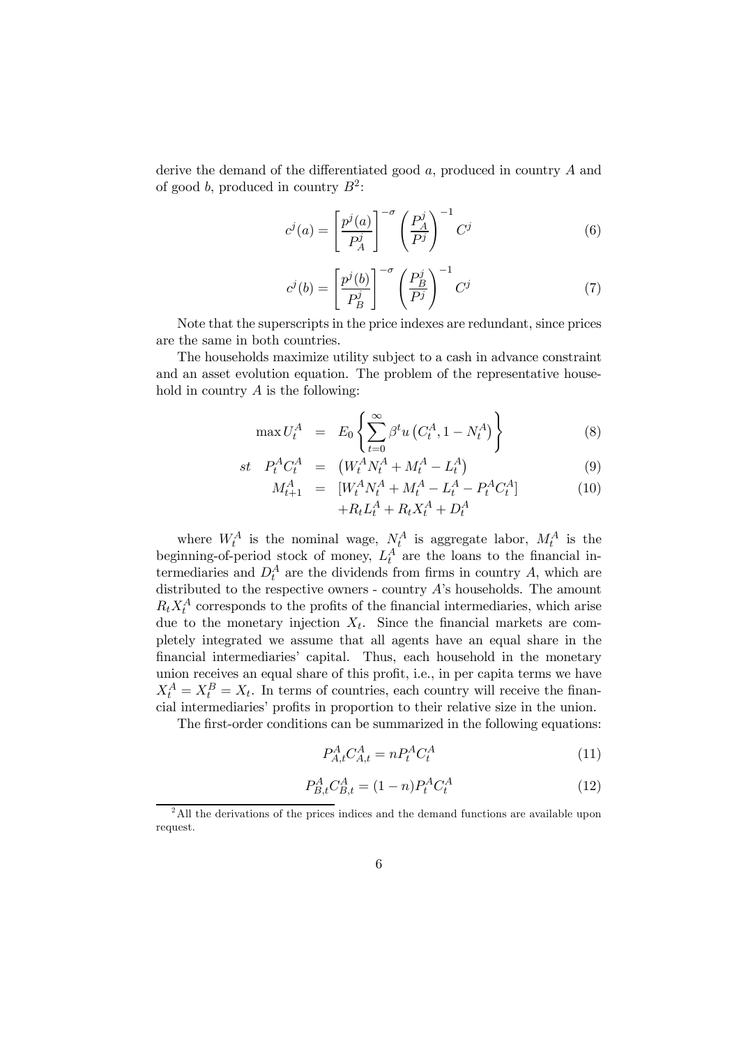derive the demand of the differentiated good $a$, produced in country $A$ and of good $b$, produced in country $B$[2]:

$$c^j(a) = \left[\frac{p^j(a)}{P_A^j}\right]^{-\sigma} \left(\frac{P_A^j}{P^j}\right)^{-1} C^j \tag{6}$$

$$c^j(b) = \left[\frac{p^j(b)}{P_B^j}\right]^{-\sigma} \left(\frac{P_B^j}{P^j}\right)^{-1} C^j \tag{7}$$

Note that the superscripts in the price indexes are redundant, since prices are the same in both countries.

The households maximize utility subject to a cash in advance constraint and an asset evolution equation. The problem of the representative household in country $A$ is the following:

$$\max U_t^A = E_0 \left\{ \sum_{t=0}^{\infty} \beta^t u\left(C_t^A, 1 - N_t^A\right) \right\} \tag{8}$$

$$st \quad P_t^A C_t^A = \left(W_t^A N_t^A + M_t^A - L_t^A\right) \tag{9}$$

$$M_{t+1}^A = [W_t^A N_t^A + M_t^A - L_t^A - P_t^A C_t^A] + R_t L_t^A + R_t X_t^A + D_t^A \tag{10}$$

where $W_t^A$ is the nominal wage, $N_t^A$ is aggregate labor, $M_t^A$ is the beginning-of-period stock of money, $L_t^A$ are the loans to the financial intermediaries and $D_t^A$ are the dividends from firms in country $A$, which are distributed to the respective owners - country $A$'s households. The amount $R_t X_t^A$ corresponds to the profits of the financial intermediaries, which arise due to the monetary injection $X_t$. Since the financial markets are completely integrated we assume that all agents have an equal share in the financial intermediaries' capital. Thus, each household in the monetary union receives an equal share of this profit, i.e., in per capita terms we have $X_t^A = X_t^B = X_t$. In terms of countries, each country will receive the financial intermediaries' profits in proportion to their relative size in the union.

The first-order conditions can be summarized in the following equations:

$$P_{A,t}^A C_{A,t}^A = n P_t^A C_t^A \tag{11}$$

$$P_{B,t}^A C_{B,t}^A = (1 - n) P_t^A C_t^A \tag{12}$$

[2] All the derivations of the prices indices and the demand functions are available upon request.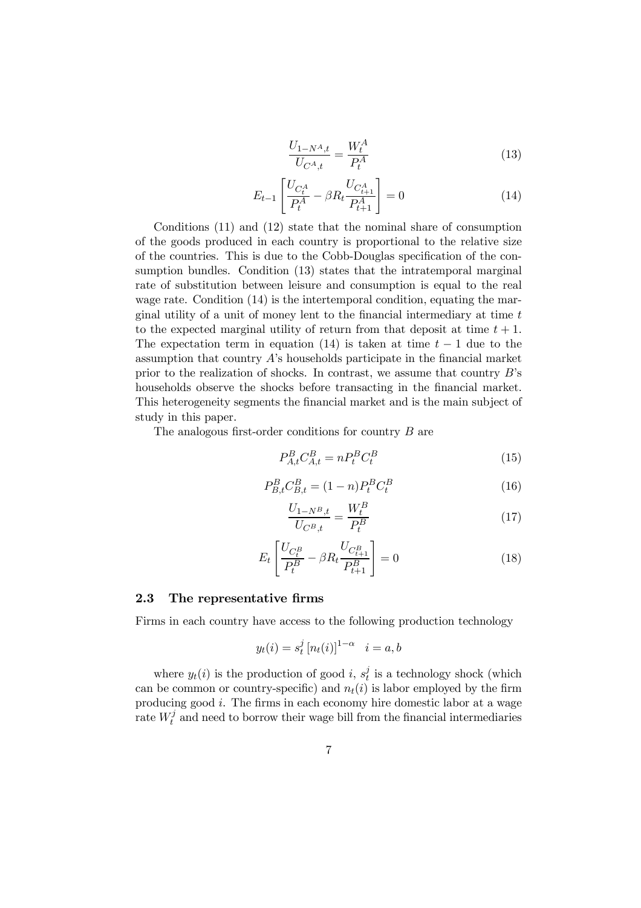$$\frac{U_{1-N^A,t}}{U_{C^A,t}} = \frac{W_t^A}{P_t^A} \tag{13}$$

$$E_{t-1}\left[\frac{U_{C_t^A}}{P_t^A} - \beta R_t \frac{U_{C_{t+1}^A}}{P_{t+1}^A}\right] = 0 \tag{14}$$

Conditions (11) and (12) state that the nominal share of consumption of the goods produced in each country is proportional to the relative size of the countries. This is due to the Cobb-Douglas specification of the consumption bundles. Condition (13) states that the intratemporal marginal rate of substitution between leisure and consumption is equal to the real wage rate. Condition (14) is the intertemporal condition, equating the marginal utility of a unit of money lent to the financial intermediary at time $t$ to the expected marginal utility of return from that deposit at time $t+1$. The expectation term in equation (14) is taken at time $t-1$ due to the assumption that country $A$'s households participate in the financial market prior to the realization of shocks. In contrast, we assume that country $B$'s households observe the shocks before transacting in the financial market. This heterogeneity segments the financial market and is the main subject of study in this paper.

The analogous first-order conditions for country $B$ are

$$P_{A,t}^B C_{A,t}^B = n P_t^B C_t^B \tag{15}$$

$$P_{B,t}^B C_{B,t}^B = (1-n) P_t^B C_t^B \tag{16}$$

$$\frac{U_{1-N^B,t}}{U_{C^B,t}} = \frac{W_t^B}{P_t^B} \tag{17}$$

$$E_t\left[\frac{U_{C_t^B}}{P_t^B} - \beta R_t \frac{U_{C_{t+1}^B}}{P_{t+1}^B}\right] = 0 \tag{18}$$

### 2.3 The representative firms

Firms in each country have access to the following production technology

$$y_t(i) = s_t^j \left[n_t(i)\right]^{1-\alpha} \quad i = a, b$$

where $y_t(i)$ is the production of good $i$, $s_t^j$ is a technology shock (which can be common or country-specific) and $n_t(i)$ is labor employed by the firm producing good $i$. The firms in each economy hire domestic labor at a wage rate $W_t^j$ and need to borrow their wage bill from the financial intermediaries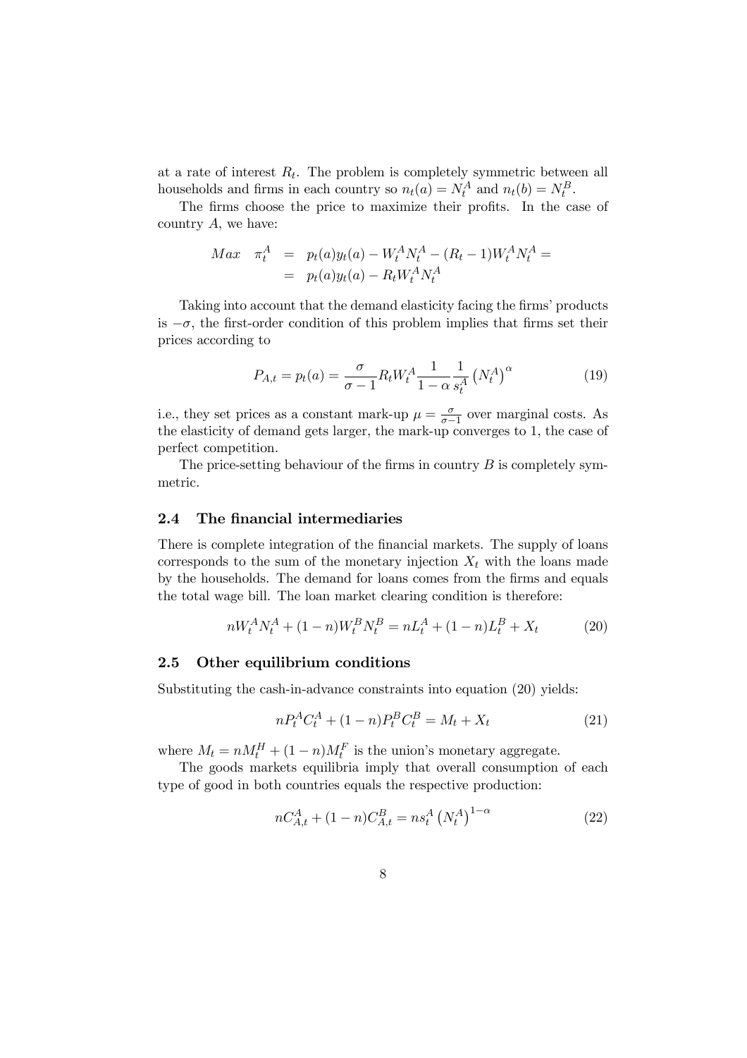at a rate of interest $R_t$. The problem is completely symmetric between all households and firms in each country so $n_t(a) = N_t^A$ and $n_t(b) = N_t^B$.

The firms choose the price to maximize their profits. In the case of country $A$, we have:

$$
\begin{aligned}
Max \quad \pi_t^A &= p_t(a)y_t(a) - W_t^A N_t^A - (R_t - 1)W_t^A N_t^A = \\
&= p_t(a)y_t(a) - R_t W_t^A N_t^A
\end{aligned}
$$

Taking into account that the demand elasticity facing the firms' products is $-\sigma$, the first-order condition of this problem implies that firms set their prices according to

$$
P_{A,t} = p_t(a) = \frac{\sigma}{\sigma - 1} R_t W_t^A \frac{1}{1-\alpha} \frac{1}{s_t^A} \left(N_t^A\right)^{\alpha} \tag{19}
$$

i.e., they set prices as a constant mark-up $\mu = \frac{\sigma}{\sigma-1}$ over marginal costs. As the elasticity of demand gets larger, the mark-up converges to 1, the case of perfect competition.

The price-setting behaviour of the firms in country $B$ is completely symmetric.

## 2.4 The financial intermediaries

There is complete integration of the financial markets. The supply of loans corresponds to the sum of the monetary injection $X_t$ with the loans made by the households. The demand for loans comes from the firms and equals the total wage bill. The loan market clearing condition is therefore:

$$
nW_t^A N_t^A + (1-n)W_t^B N_t^B = nL_t^A + (1-n)L_t^B + X_t \tag{20}
$$

## 2.5 Other equilibrium conditions

Substituting the cash-in-advance constraints into equation (20) yields:

$$
nP_t^A C_t^A + (1-n)P_t^B C_t^B = M_t + X_t \tag{21}
$$

where $M_t = nM_t^H + (1-n)M_t^F$ is the union's monetary aggregate.

The goods markets equilibria imply that overall consumption of each type of good in both countries equals the respective production:

$$
nC_{A,t}^A + (1-n)C_{A,t}^B = ns_t^A \left(N_t^A\right)^{1-\alpha} \tag{22}
$$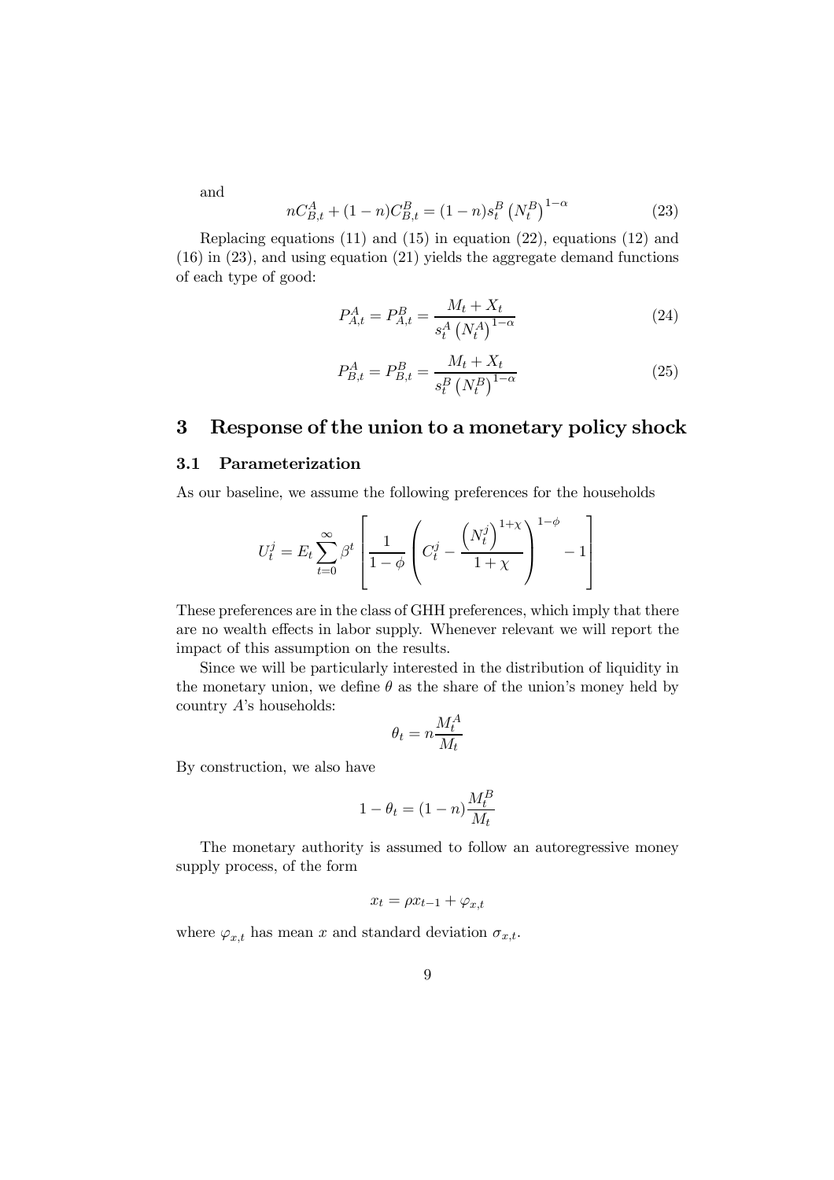and

$$nC_{B,t}^{A}+(1-n)C_{B,t}^{B}=(1-n)s_{t}^{B}\left(N_{t}^{B}\right)^{1-\alpha} \tag{23}$$

Replacing equations (11) and (15) in equation (22), equations (12) and (16) in (23), and using equation (21) yields the aggregate demand functions of each type of good:

$$P_{A,t}^{A}=P_{A,t}^{B}=\frac{M_{t}+X_{t}}{s_{t}^{A}\left(N_{t}^{A}\right)^{1-\alpha}} \tag{24}$$

$$P_{B,t}^{A}=P_{B,t}^{B}=\frac{M_{t}+X_{t}}{s_{t}^{B}\left(N_{t}^{B}\right)^{1-\alpha}} \tag{25}$$

# 3 Response of the union to a monetary policy shock

## 3.1 Parameterization

As our baseline, we assume the following preferences for the households

$$U_{t}^{j}=E_{t}\sum_{t=0}^{\infty}\beta^{t}\left[\frac{1}{1-\phi}\left(C_{t}^{j}-\frac{\left(N_{t}^{j}\right)^{1+\chi}}{1+\chi}\right)^{1-\phi}-1\right]$$

These preferences are in the class of GHH preferences, which imply that there are no wealth effects in labor supply. Whenever relevant we will report the impact of this assumption on the results.

Since we will be particularly interested in the distribution of liquidity in the monetary union, we define $\theta$ as the share of the union's money held by country $A$'s households:

$$\theta_{t}=n\frac{M_{t}^{A}}{M_{t}}$$

By construction, we also have

$$1-\theta_{t}=(1-n)\frac{M_{t}^{B}}{M_{t}}$$

The monetary authority is assumed to follow an autoregressive money supply process, of the form

$$x_{t}=\rho x_{t-1}+\varphi_{x,t}$$

where $\varphi_{x,t}$ has mean $x$ and standard deviation $\sigma_{x,t}$.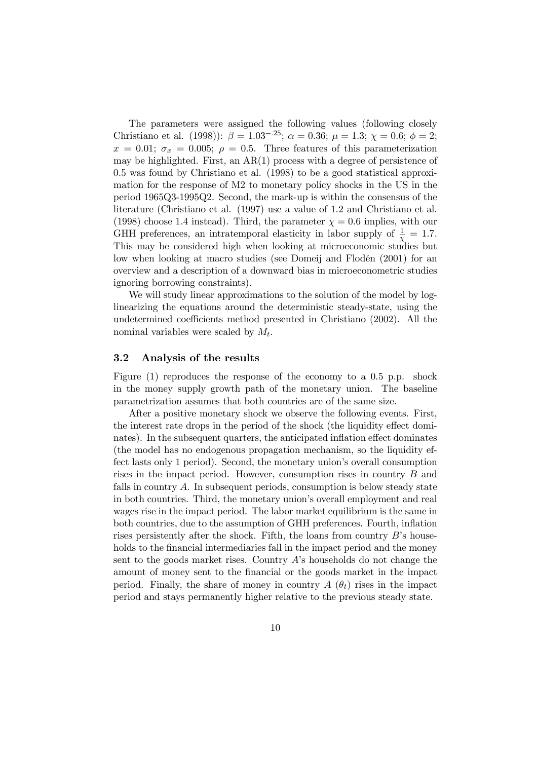The parameters were assigned the following values (following closely Christiano et al. (1998)): $\beta = 1.03^{-.25}$; $\alpha = 0.36$; $\mu = 1.3$; $\chi = 0.6$; $\phi = 2$; $x = 0.01$; $\sigma_x = 0.005$; $\rho = 0.5$. Three features of this parameterization may be highlighted. First, an AR(1) process with a degree of persistence of 0.5 was found by Christiano et al. (1998) to be a good statistical approximation for the response of M2 to monetary policy shocks in the US in the period 1965Q3-1995Q2. Second, the mark-up is within the consensus of the literature (Christiano et al. (1997) use a value of 1.2 and Christiano et al. (1998) choose 1.4 instead). Third, the parameter $\chi = 0.6$ implies, with our GHH preferences, an intratemporal elasticity in labor supply of $\frac{1}{\chi} = 1.7$. This may be considered high when looking at microeconomic studies but low when looking at macro studies (see Domeij and Flodén (2001) for an overview and a description of a downward bias in microeconometric studies ignoring borrowing constraints).

We will study linear approximations to the solution of the model by log-linearizing the equations around the deterministic steady-state, using the undetermined coefficients method presented in Christiano (2002). All the nominal variables were scaled by $M_t$.

### 3.2 Analysis of the results

Figure (1) reproduces the response of the economy to a 0.5 p.p. shock in the money supply growth path of the monetary union. The baseline parametrization assumes that both countries are of the same size.

After a positive monetary shock we observe the following events. First, the interest rate drops in the period of the shock (the liquidity effect dominates). In the subsequent quarters, the anticipated inflation effect dominates (the model has no endogenous propagation mechanism, so the liquidity effect lasts only 1 period). Second, the monetary union's overall consumption rises in the impact period. However, consumption rises in country $B$ and falls in country $A$. In subsequent periods, consumption is below steady state in both countries. Third, the monetary union's overall employment and real wages rise in the impact period. The labor market equilibrium is the same in both countries, due to the assumption of GHH preferences. Fourth, inflation rises persistently after the shock. Fifth, the loans from country $B$'s households to the financial intermediaries fall in the impact period and the money sent to the goods market rises. Country $A$'s households do not change the amount of money sent to the financial or the goods market in the impact period. Finally, the share of money in country $A$ ($\theta_t$) rises in the impact period and stays permanently higher relative to the previous steady state.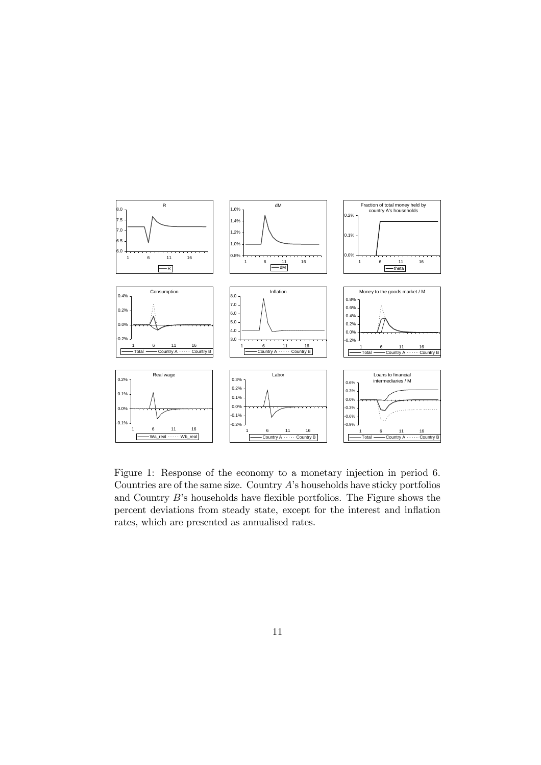Figure 1: Response of the economy to a monetary injection in period 6. Countries are of the same size. Country $A$'s households have sticky portfolios and Country $B$'s households have flexible portfolios. The Figure shows the percent deviations from steady state, except for the interest and inflation rates, which are presented as annualised rates.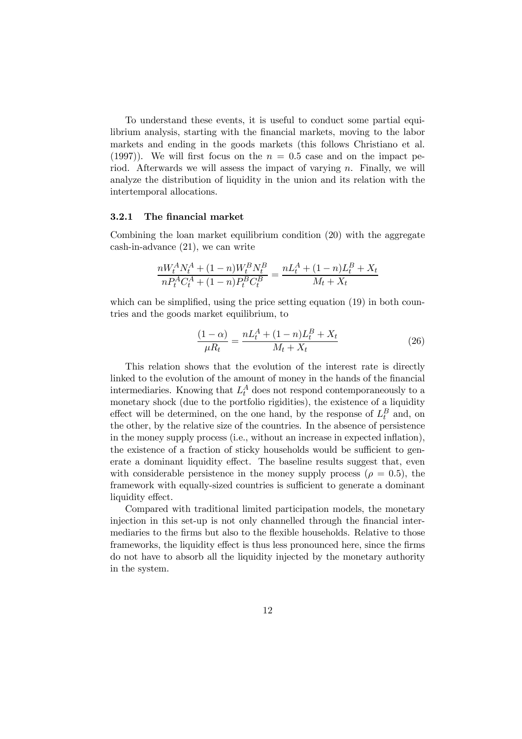To understand these events, it is useful to conduct some partial equilibrium analysis, starting with the financial markets, moving to the labor markets and ending in the goods markets (this follows Christiano et al. (1997)). We will first focus on the $n = 0.5$ case and on the impact period. Afterwards we will assess the impact of varying $n$. Finally, we will analyze the distribution of liquidity in the union and its relation with the intertemporal allocations.

### 3.2.1 The financial market

Combining the loan market equilibrium condition (20) with the aggregate cash-in-advance (21), we can write

$$\frac{nW_t^A N_t^A + (1-n)W_t^B N_t^B}{nP_t^A C_t^A + (1-n)P_t^B C_t^B} = \frac{nL_t^A + (1-n)L_t^B + X_t}{M_t + X_t}$$

which can be simplified, using the price setting equation (19) in both countries and the goods market equilibrium, to

$$\frac{(1-\alpha)}{\mu R_t} = \frac{nL_t^A + (1-n)L_t^B + X_t}{M_t + X_t} \tag{26}$$

This relation shows that the evolution of the interest rate is directly linked to the evolution of the amount of money in the hands of the financial intermediaries. Knowing that $L_t^A$ does not respond contemporaneously to a monetary shock (due to the portfolio rigidities), the existence of a liquidity effect will be determined, on the one hand, by the response of $L_t^B$ and, on the other, by the relative size of the countries. In the absence of persistence in the money supply process (i.e., without an increase in expected inflation), the existence of a fraction of sticky households would be sufficient to generate a dominant liquidity effect. The baseline results suggest that, even with considerable persistence in the money supply process ($\rho = 0.5$), the framework with equally-sized countries is sufficient to generate a dominant liquidity effect.

Compared with traditional limited participation models, the monetary injection in this set-up is not only channelled through the financial intermediaries to the firms but also to the flexible households. Relative to those frameworks, the liquidity effect is thus less pronounced here, since the firms do not have to absorb all the liquidity injected by the monetary authority in the system.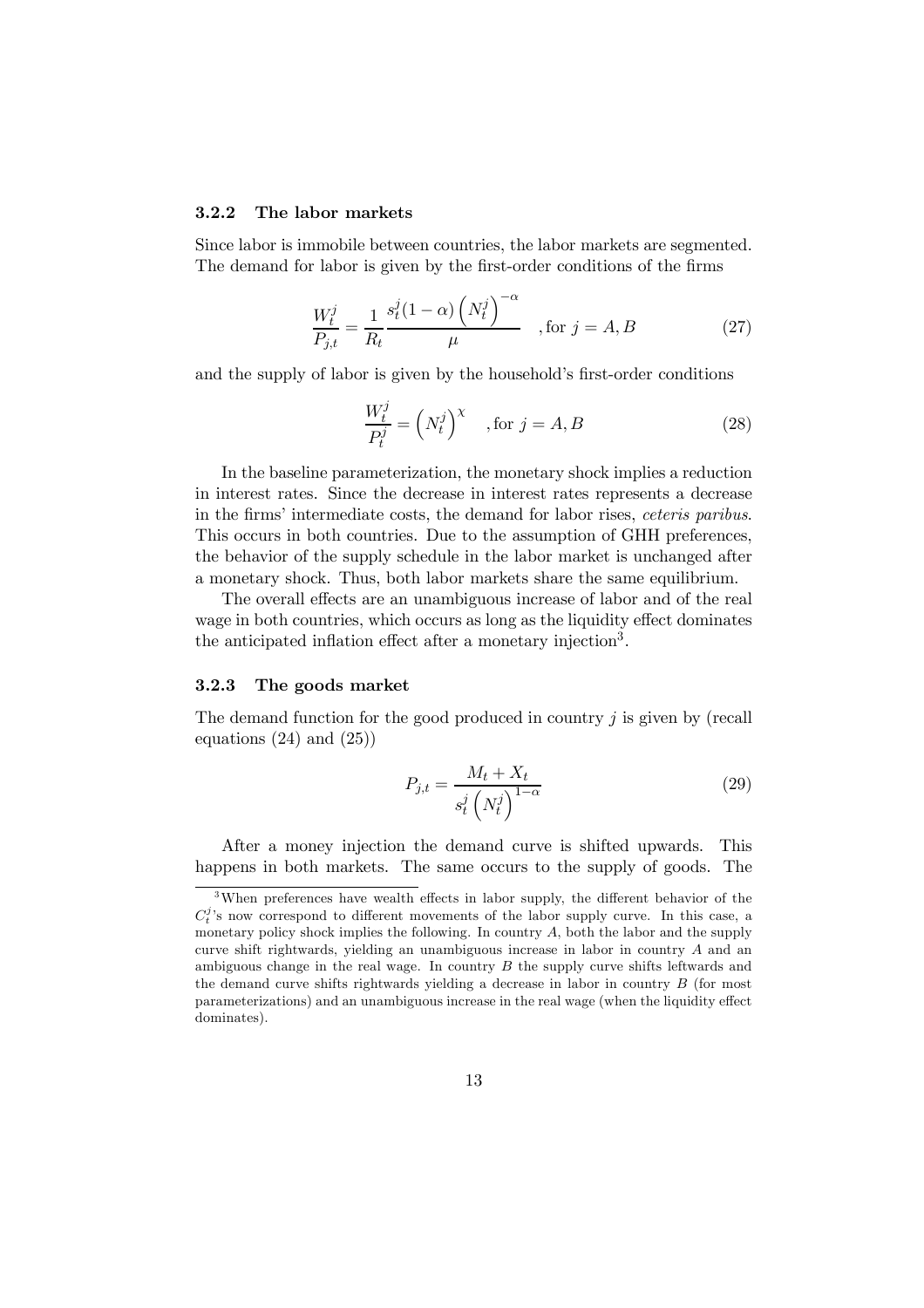### 3.2.2 The labor markets

Since labor is immobile between countries, the labor markets are segmented. The demand for labor is given by the first-order conditions of the firms

$$\frac{W_t^j}{P_{j,t}} = \frac{1}{R_t} \frac{s_t^j (1-\alpha) \left(N_t^j\right)^{-\alpha}}{\mu} \quad , \text{for } j = A, B \tag{27}$$

and the supply of labor is given by the household's first-order conditions

$$\frac{W_t^j}{P_t^j} = \left(N_t^j\right)^{\chi} \quad , \text{for } j = A, B \tag{28}$$

In the baseline parameterization, the monetary shock implies a reduction in interest rates. Since the decrease in interest rates represents a decrease in the firms' intermediate costs, the demand for labor rises, *ceteris paribus*. This occurs in both countries. Due to the assumption of GHH preferences, the behavior of the supply schedule in the labor market is unchanged after a monetary shock. Thus, both labor markets share the same equilibrium.

The overall effects are an unambiguous increase of labor and of the real wage in both countries, which occurs as long as the liquidity effect dominates the anticipated inflation effect after a monetary injection[3].

### 3.2.3 The goods market

The demand function for the good produced in country $j$ is given by (recall equations (24) and (25))

$$P_{j,t} = \frac{M_t + X_t}{s_t^j \left(N_t^j\right)^{1-\alpha}} \tag{29}$$

After a money injection the demand curve is shifted upwards. This happens in both markets. The same occurs to the supply of goods. The

[3] When preferences have wealth effects in labor supply, the different behavior of the $C_t^j$'s now correspond to different movements of the labor supply curve. In this case, a monetary policy shock implies the following. In country $A$, both the labor and the supply curve shift rightwards, yielding an unambiguous increase in labor in country $A$ and an ambiguous change in the real wage. In country $B$ the supply curve shifts leftwards and the demand curve shifts rightwards yielding a decrease in labor in country $B$ (for most parameterizations) and an unambiguous increase in the real wage (when the liquidity effect dominates).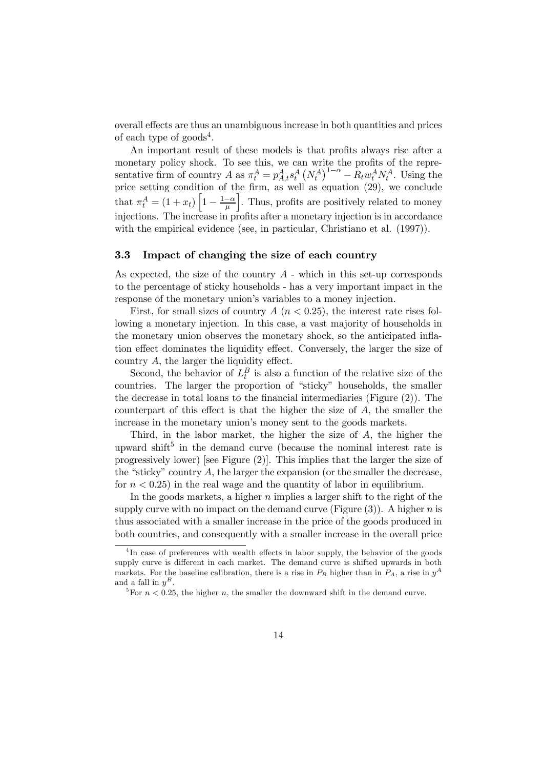overall effects are thus an unambiguous increase in both quantities and prices of each type of goods[4].

An important result of these models is that profits always rise after a monetary policy shock. To see this, we can write the profits of the representative firm of country $A$ as $\pi_t^A = p_{A,t}^A s_t^A \left(N_t^A\right)^{1-\alpha} - R_t w_t^A N_t^A$. Using the price setting condition of the firm, as well as equation (29), we conclude that $\pi_t^A = (1 + x_t)\left[1 - \frac{1-\alpha}{\mu}\right]$. Thus, profits are positively related to money injections. The increase in profits after a monetary injection is in accordance with the empirical evidence (see, in particular, Christiano et al. (1997)).

### 3.3 Impact of changing the size of each country

As expected, the size of the country $A$ - which in this set-up corresponds to the percentage of sticky households - has a very important impact in the response of the monetary union's variables to a money injection.

First, for small sizes of country $A$ ($n < 0.25$), the interest rate rises following a monetary injection. In this case, a vast majority of households in the monetary union observes the monetary shock, so the anticipated inflation effect dominates the liquidity effect. Conversely, the larger the size of country $A$, the larger the liquidity effect.

Second, the behavior of $L_t^B$ is also a function of the relative size of the countries. The larger the proportion of "sticky" households, the smaller the decrease in total loans to the financial intermediaries (Figure (2)). The counterpart of this effect is that the higher the size of $A$, the smaller the increase in the monetary union's money sent to the goods markets.

Third, in the labor market, the higher the size of $A$, the higher the upward shift[5] in the demand curve (because the nominal interest rate is progressively lower) [see Figure (2)]. This implies that the larger the size of the "sticky" country $A$, the larger the expansion (or the smaller the decrease, for $n < 0.25$) in the real wage and the quantity of labor in equilibrium.

In the goods markets, a higher $n$ implies a larger shift to the right of the supply curve with no impact on the demand curve (Figure (3)). A higher $n$ is thus associated with a smaller increase in the price of the goods produced in both countries, and consequently with a smaller increase in the overall price

[4] In case of preferences with wealth effects in labor supply, the behavior of the goods supply curve is different in each market. The demand curve is shifted upwards in both markets. For the baseline calibration, there is a rise in $P_B$ higher than in $P_A$, a rise in $y^A$ and a fall in $y^B$.

[5] For $n < 0.25$, the higher $n$, the smaller the downward shift in the demand curve.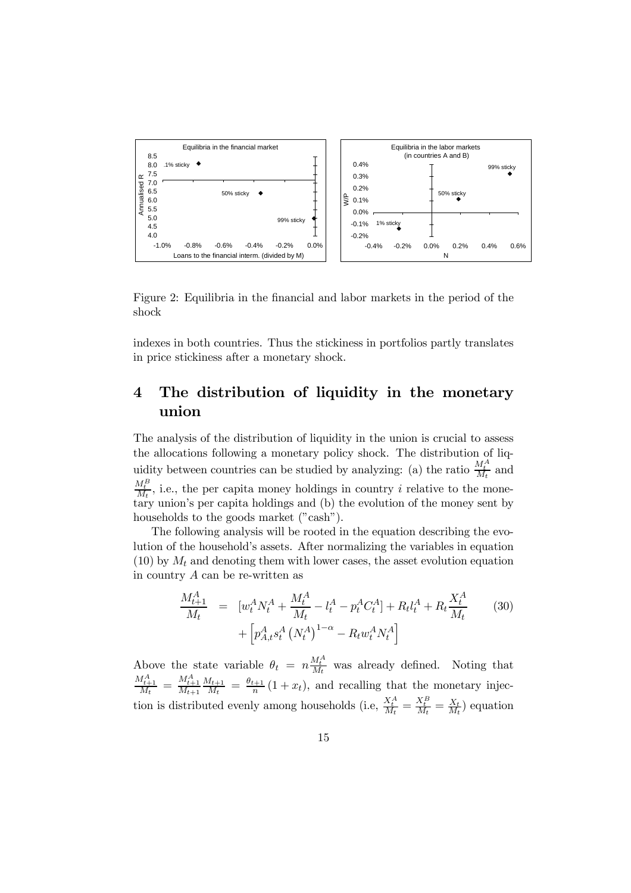Figure 2: Equilibria in the financial and labor markets in the period of the shock

indexes in both countries. Thus the stickiness in portfolios partly translates in price stickiness after a monetary shock.

# 4 The distribution of liquidity in the monetary union

The analysis of the distribution of liquidity in the union is crucial to assess the allocations following a monetary policy shock. The distribution of liquidity between countries can be studied by analyzing: (a) the ratio $\frac{M_t^A}{M_t}$ and $\frac{M_t^B}{M_t}$, i.e., the per capita money holdings in country $i$ relative to the monetary union's per capita holdings and (b) the evolution of the money sent by households to the goods market ("cash").

The following analysis will be rooted in the equation describing the evolution of the household's assets. After normalizing the variables in equation (10) by $M_t$ and denoting them with lower cases, the asset evolution equation in country $A$ can be re-written as

$$\begin{aligned}\frac{M_{t+1}^A}{M_t} &= [w_t^A N_t^A + \frac{M_t^A}{M_t} - l_t^A - p_t^A C_t^A] + R_t l_t^A + R_t \frac{X_t^A}{M_t} \\ &\quad + \left[p_{A,t}^A s_t^A \left(N_t^A\right)^{1-\alpha} - R_t w_t^A N_t^A\right]\end{aligned} \tag{30}$$

Above the state variable $\theta_t = n\frac{M_t^A}{M_t}$ was already defined. Noting that $\frac{M_{t+1}^A}{M_t} = \frac{M_{t+1}^A}{M_{t+1}}\frac{M_{t+1}}{M_t} = \frac{\theta_{t+1}}{n}(1+x_t)$, and recalling that the monetary injection is distributed evenly among households (i.e, $\frac{X_t^A}{M_t} = \frac{X_t^B}{M_t} = \frac{X_t}{M_t}$) equation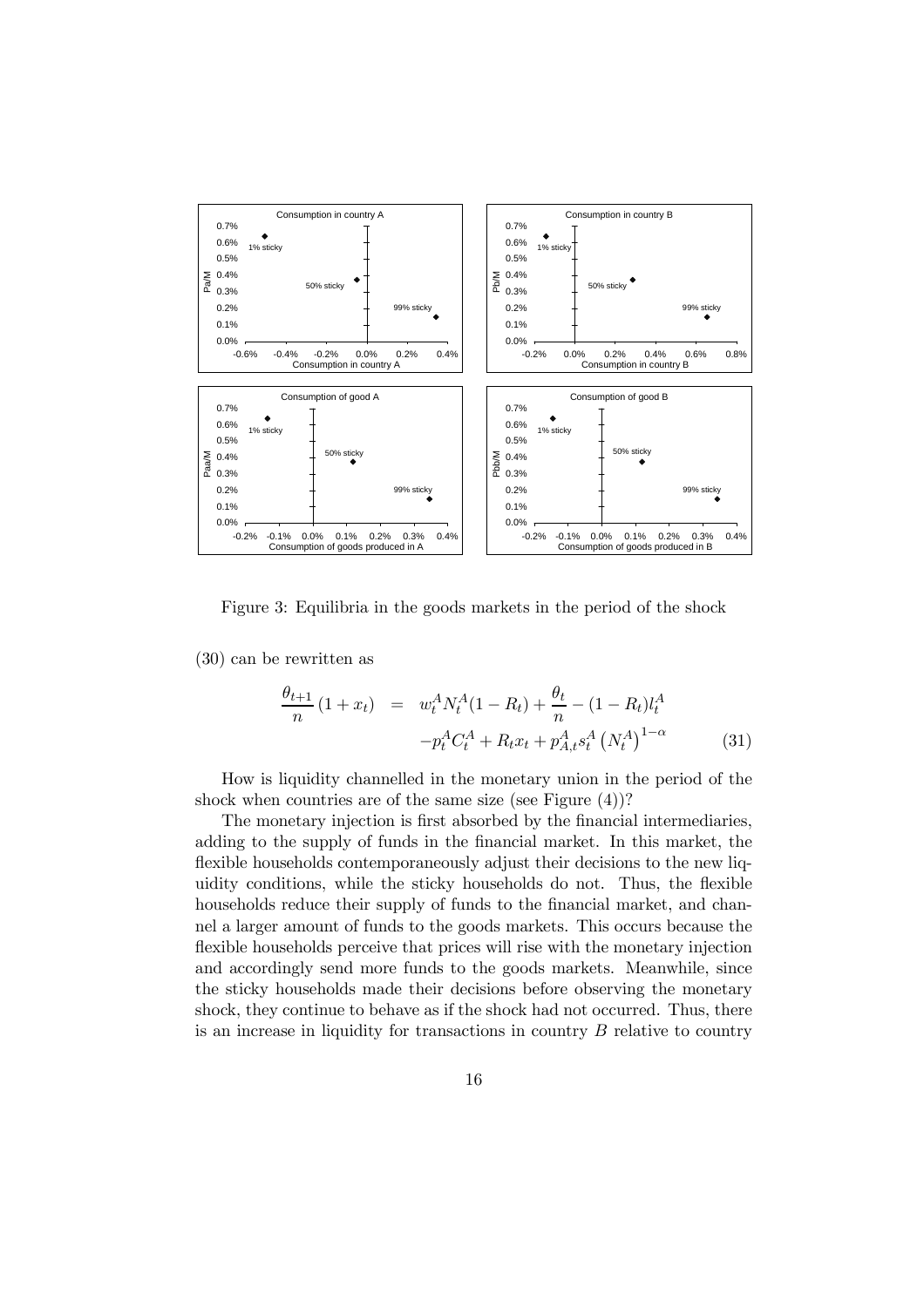Figure 3: Equilibria in the goods markets in the period of the shock

(30) can be rewritten as

$$\frac{\theta_{t+1}}{n}(1+x_t) = w_t^A N_t^A (1-R_t) + \frac{\theta_t}{n} - (1-R_t) l_t^A - p_t^A C_t^A + R_t x_t + p_{A,t}^A s_t^A \left(N_t^A\right)^{1-\alpha} \tag{31}$$

How is liquidity channelled in the monetary union in the period of the shock when countries are of the same size (see Figure (4))?

The monetary injection is first absorbed by the financial intermediaries, adding to the supply of funds in the financial market. In this market, the flexible households contemporaneously adjust their decisions to the new liquidity conditions, while the sticky households do not. Thus, the flexible households reduce their supply of funds to the financial market, and channel a larger amount of funds to the goods markets. This occurs because the flexible households perceive that prices will rise with the monetary injection and accordingly send more funds to the goods markets. Meanwhile, since the sticky households made their decisions before observing the monetary shock, they continue to behave as if the shock had not occurred. Thus, there is an increase in liquidity for transactions in country $B$ relative to country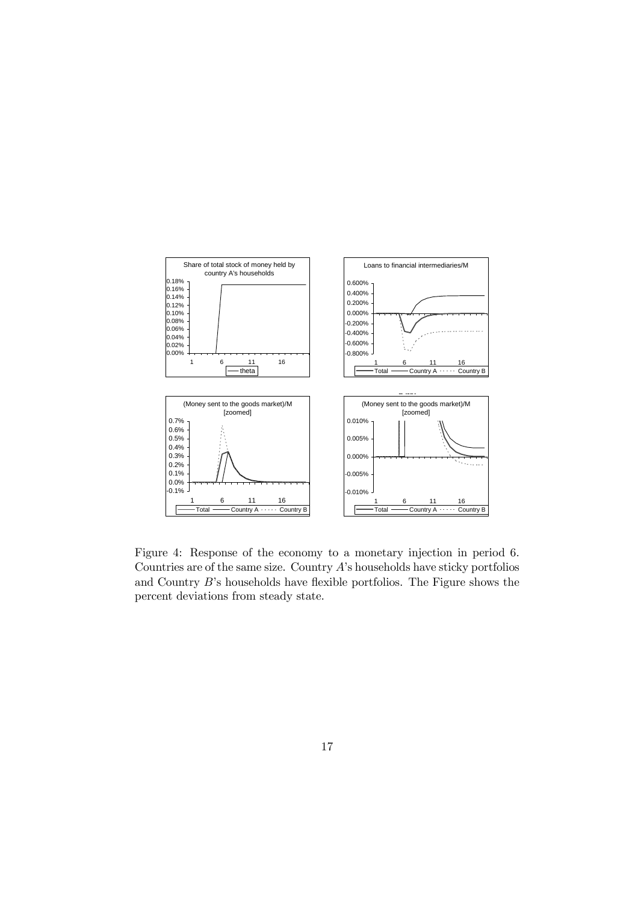Figure 4: Response of the economy to a monetary injection in period 6. Countries are of the same size. Country $A$'s households have sticky portfolios and Country $B$'s households have flexible portfolios. The Figure shows the percent deviations from steady state.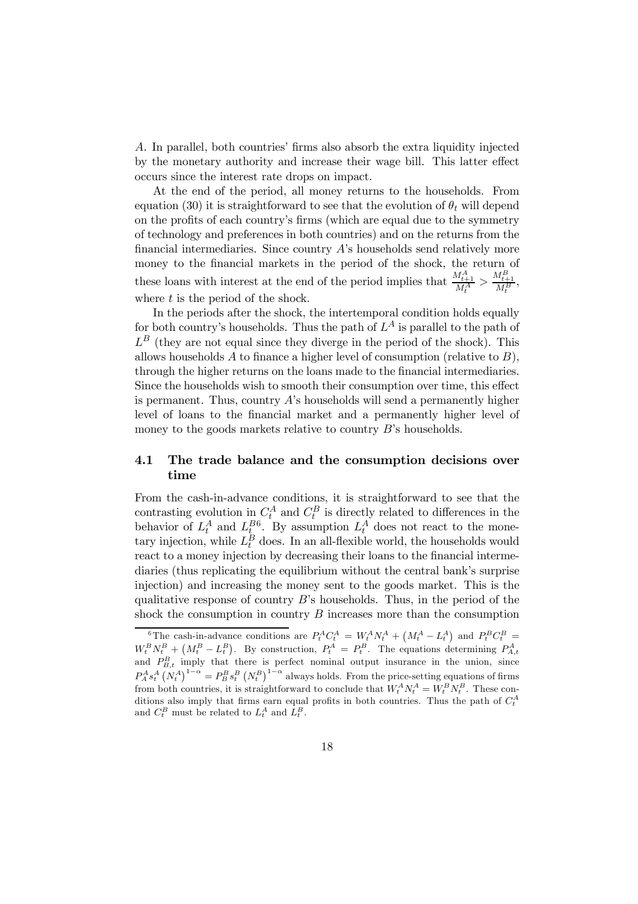$A$. In parallel, both countries' firms also absorb the extra liquidity injected by the monetary authority and increase their wage bill. This latter effect occurs since the interest rate drops on impact.

At the end of the period, all money returns to the households. From equation (30) it is straightforward to see that the evolution of $\theta_t$ will depend on the profits of each country's firms (which are equal due to the symmetry of technology and preferences in both countries) and on the returns from the financial intermediaries. Since country $A$'s households send relatively more money to the financial markets in the period of the shock, the return of these loans with interest at the end of the period implies that $\frac{M_{t+1}^A}{M_t^A} > \frac{M_{t+1}^B}{M_t^B}$, where $t$ is the period of the shock.

In the periods after the shock, the intertemporal condition holds equally for both country's households. Thus the path of $L^A$ is parallel to the path of $L^B$ (they are not equal since they diverge in the period of the shock). This allows households $A$ to finance a higher level of consumption (relative to $B$), through the higher returns on the loans made to the financial intermediaries. Since the households wish to smooth their consumption over time, this effect is permanent. Thus, country $A$'s households will send a permanently higher level of loans to the financial market and a permanently higher level of money to the goods markets relative to country $B$'s households.

## 4.1 The trade balance and the consumption decisions over time

From the cash-in-advance conditions, it is straightforward to see that the contrasting evolution in $C_t^A$ and $C_t^B$ is directly related to differences in the behavior of $L_t^A$ and $L_t^B$[6]. By assumption $L_t^A$ does not react to the monetary injection, while $L_t^B$ does. In an all-flexible world, the households would react to a money injection by decreasing their loans to the financial intermediaries (thus replicating the equilibrium without the central bank's surprise injection) and increasing the money sent to the goods market. This is the qualitative response of country $B$'s households. Thus, in the period of the shock the consumption in country $B$ increases more than the consumption

[6] The cash-in-advance conditions are $P_t^A C_t^A = W_t^A N_t^A + \left(M_t^A - L_t^A\right)$ and $P_t^B C_t^B = W_t^B N_t^B + \left(M_t^B - L_t^B\right)$. By construction, $P_t^A = P_t^B$. The equations determining $P_{A,t}^A$ and $P_{B,t}^B$ imply that there is perfect nominal output insurance in the union, since $P_A^A s_t^A \left(N_t^A\right)^{1-\alpha} = P_B^B s_t^B \left(N_t^B\right)^{1-\alpha}$ always holds. From the price-setting equations of firms from both countries, it is straightforward to conclude that $W_t^A N_t^A = W_t^B N_t^B$. These conditions also imply that firms earn equal profits in both countries. Thus the path of $C_t^A$ and $C_t^B$ must be related to $L_t^A$ and $L_t^B$.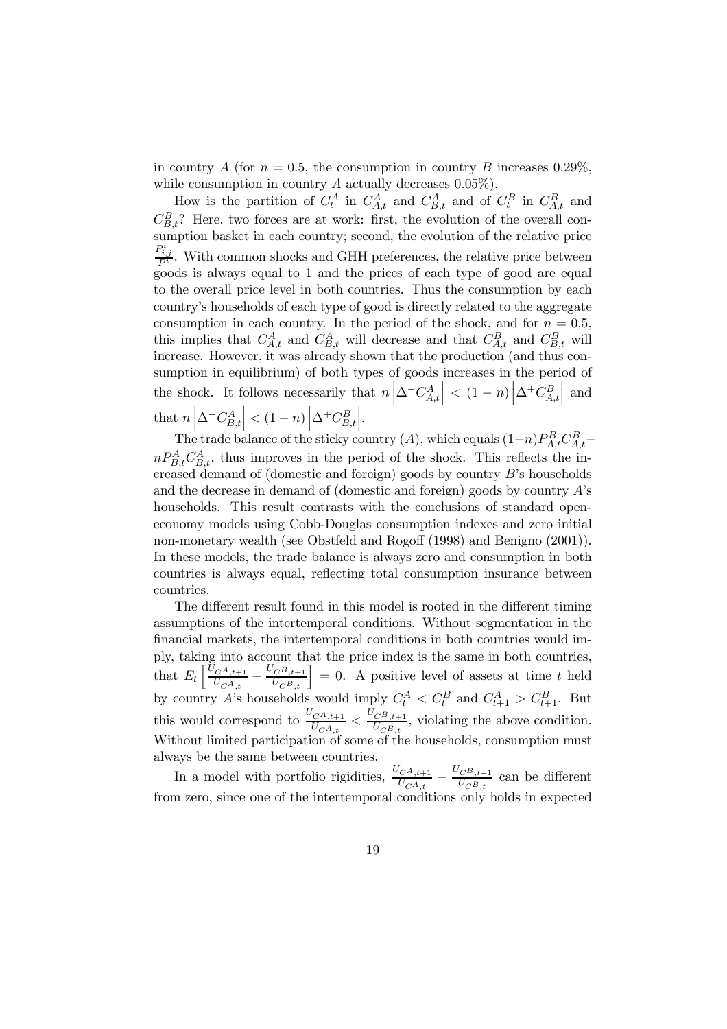in country $A$ (for $n = 0.5$, the consumption in country $B$ increases 0.29%, while consumption in country $A$ actually decreases 0.05%).

How is the partition of $C_t^A$ in $C_{A,t}^A$ and $C_{B,t}^A$ and of $C_t^B$ in $C_{A,t}^B$ and $C_{B,t}^B$? Here, two forces are at work: first, the evolution of the overall consumption basket in each country; second, the evolution of the relative price $\frac{P_{i,j}^i}{P^i}$. With common shocks and GHH preferences, the relative price between goods is always equal to 1 and the prices of each type of good are equal to the overall price level in both countries. Thus the consumption by each country's households of each type of good is directly related to the aggregate consumption in each country. In the period of the shock, and for $n = 0.5$, this implies that $C_{A,t}^A$ and $C_{B,t}^A$ will decrease and that $C_{A,t}^B$ and $C_{B,t}^B$ will increase. However, it was already shown that the production (and thus consumption in equilibrium) of both types of goods increases in the period of the shock. It follows necessarily that $n\left|\Delta^- C_{A,t}^A\right| < (1-n)\left|\Delta^+ C_{A,t}^B\right|$ and that $n\left|\Delta^- C_{B,t}^A\right| < (1-n)\left|\Delta^+ C_{B,t}^B\right|$.

The trade balance of the sticky country ($A$), which equals $(1-n)P_{A,t}^B C_{A,t}^B - nP_{B,t}^A C_{B,t}^A$, thus improves in the period of the shock. This reflects the increased demand of (domestic and foreign) goods by country $B$'s households and the decrease in demand of (domestic and foreign) goods by country $A$'s households. This result contrasts with the conclusions of standard open-economy models using Cobb-Douglas consumption indexes and zero initial non-monetary wealth (see Obstfeld and Rogoff (1998) and Benigno (2001)). In these models, the trade balance is always zero and consumption in both countries is always equal, reflecting total consumption insurance between countries.

The different result found in this model is rooted in the different timing assumptions of the intertemporal conditions. Without segmentation in the financial markets, the intertemporal conditions in both countries would imply, taking into account that the price index is the same in both countries, that $E_t\left[\frac{U_{C^A,t+1}}{U_{C^A,t}} - \frac{U_{C^B,t+1}}{U_{C^B,t}}\right] = 0$. A positive level of assets at time $t$ held by country $A$'s households would imply $C_t^A < C_t^B$ and $C_{t+1}^A > C_{t+1}^B$. But this would correspond to $\frac{U_{C^A,t+1}}{U_{C^A,t}} < \frac{U_{C^B,t+1}}{U_{C^B,t}}$, violating the above condition. Without limited participation of some of the households, consumption must always be the same between countries.

In a model with portfolio rigidities, $\frac{U_{C^A,t+1}}{U_{C^A,t}} - \frac{U_{C^B,t+1}}{U_{C^B,t}}$ can be different from zero, since one of the intertemporal conditions only holds in expected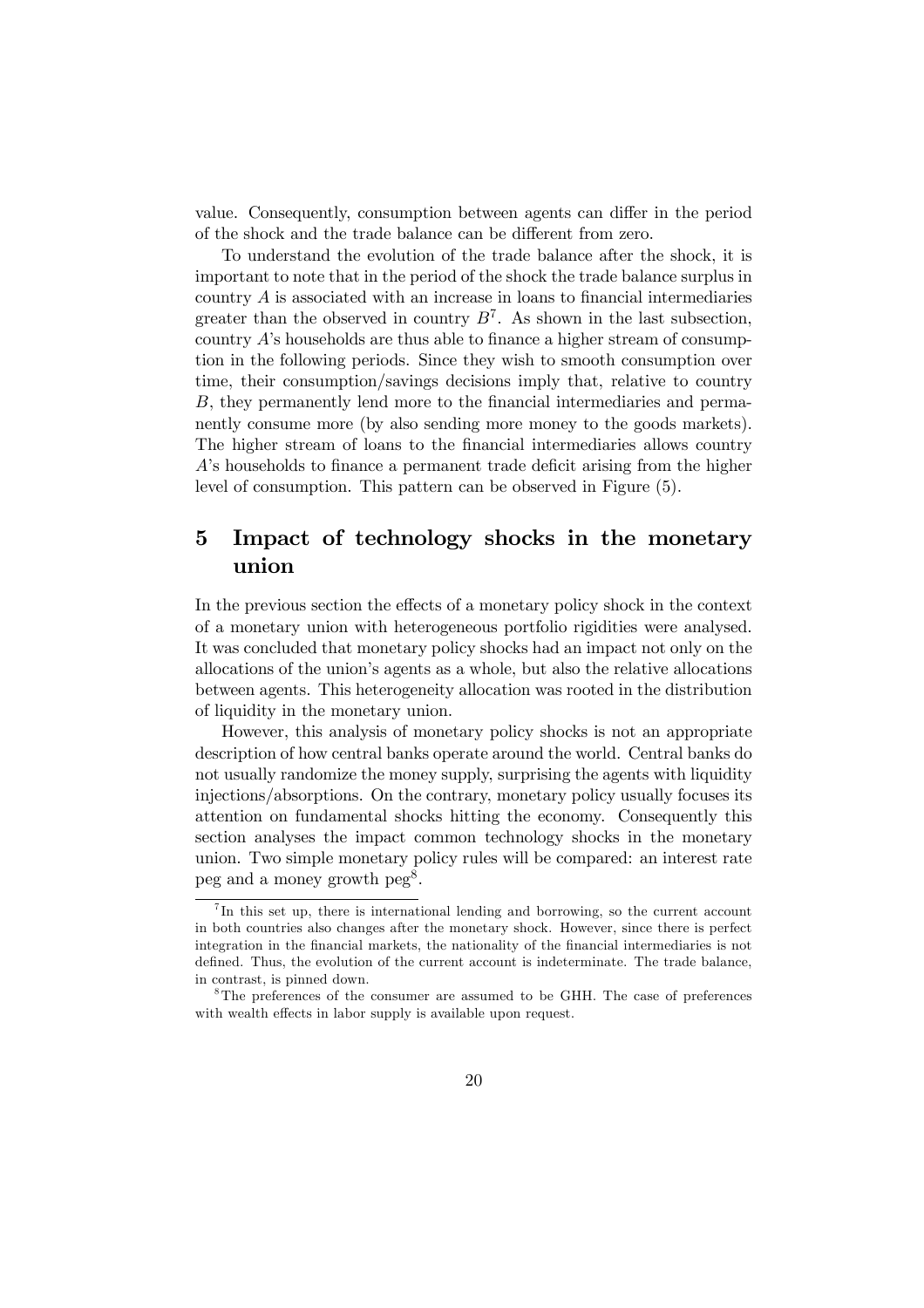value. Consequently, consumption between agents can differ in the period of the shock and the trade balance can be different from zero.

To understand the evolution of the trade balance after the shock, it is important to note that in the period of the shock the trade balance surplus in country $A$ is associated with an increase in loans to financial intermediaries greater than the observed in country $B$[7]. As shown in the last subsection, country $A$'s households are thus able to finance a higher stream of consumption in the following periods. Since they wish to smooth consumption over time, their consumption/savings decisions imply that, relative to country $B$, they permanently lend more to the financial intermediaries and permanently consume more (by also sending more money to the goods markets). The higher stream of loans to the financial intermediaries allows country $A$'s households to finance a permanent trade deficit arising from the higher level of consumption. This pattern can be observed in Figure (5).

# 5 Impact of technology shocks in the monetary union

In the previous section the effects of a monetary policy shock in the context of a monetary union with heterogeneous portfolio rigidities were analysed. It was concluded that monetary policy shocks had an impact not only on the allocations of the union's agents as a whole, but also the relative allocations between agents. This heterogeneity allocation was rooted in the distribution of liquidity in the monetary union.

However, this analysis of monetary policy shocks is not an appropriate description of how central banks operate around the world. Central banks do not usually randomize the money supply, surprising the agents with liquidity injections/absorptions. On the contrary, monetary policy usually focuses its attention on fundamental shocks hitting the economy. Consequently this section analyses the impact common technology shocks in the monetary union. Two simple monetary policy rules will be compared: an interest rate peg and a money growth peg[8].

[7] In this set up, there is international lending and borrowing, so the current account in both countries also changes after the monetary shock. However, since there is perfect integration in the financial markets, the nationality of the financial intermediaries is not defined. Thus, the evolution of the current account is indeterminate. The trade balance, in contrast, is pinned down.

[8] The preferences of the consumer are assumed to be GHH. The case of preferences with wealth effects in labor supply is available upon request.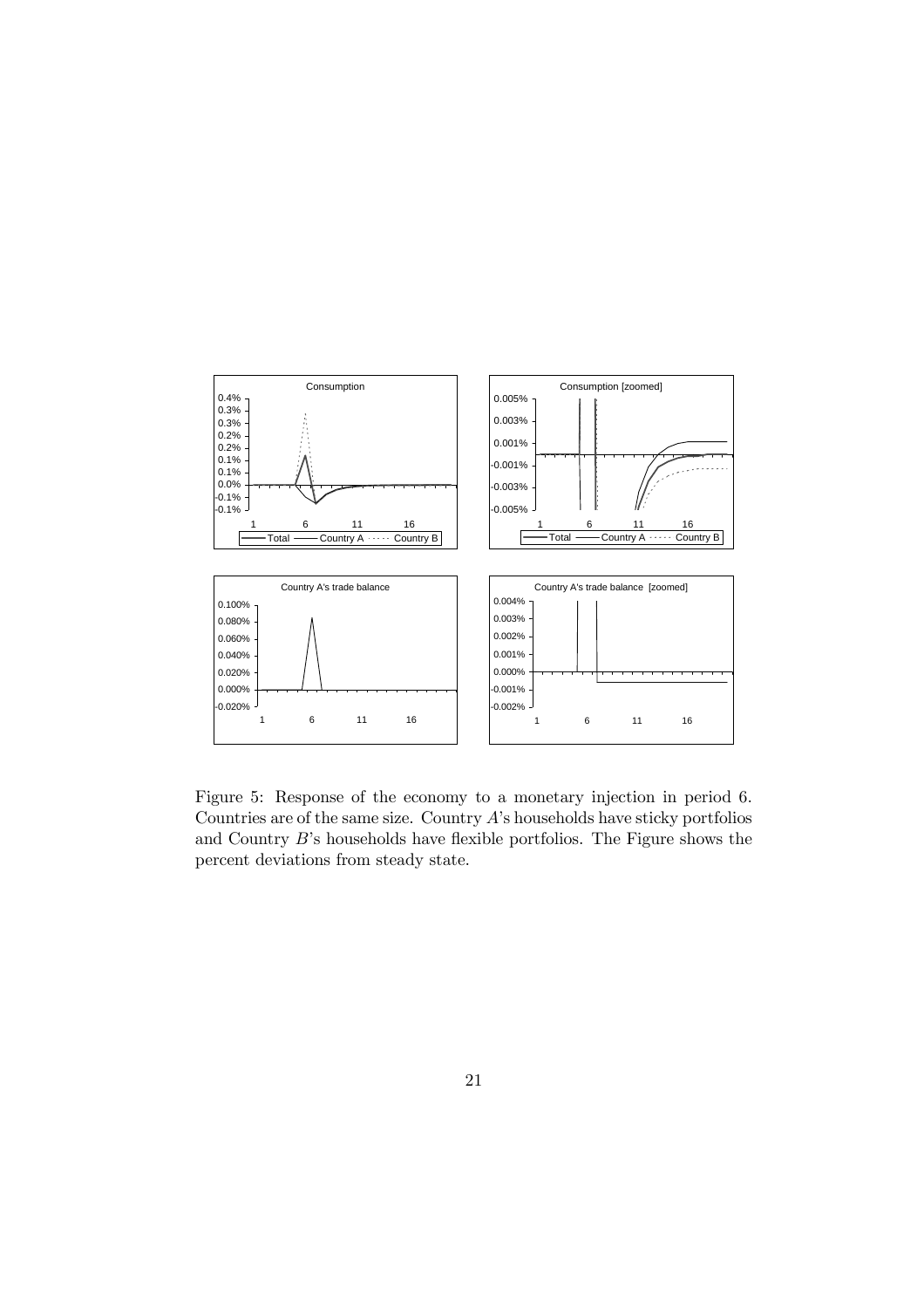Figure 5: Response of the economy to a monetary injection in period 6. Countries are of the same size. Country $A$'s households have sticky portfolios and Country $B$'s households have flexible portfolios. The Figure shows the percent deviations from steady state.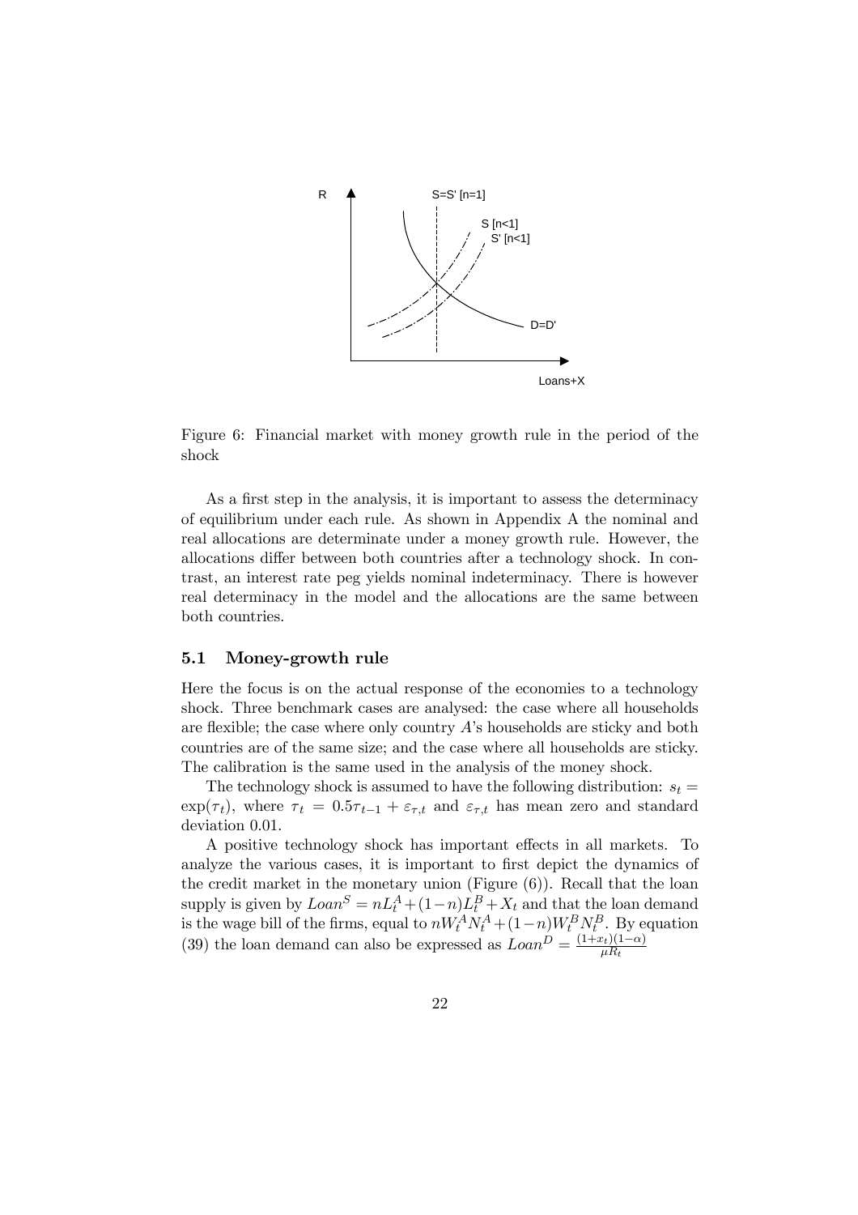Figure 6: Financial market with money growth rule in the period of the shock

As a first step in the analysis, it is important to assess the determinacy of equilibrium under each rule. As shown in Appendix A the nominal and real allocations are determinate under a money growth rule. However, the allocations differ between both countries after a technology shock. In contrast, an interest rate peg yields nominal indeterminacy. There is however real determinacy in the model and the allocations are the same between both countries.

### 5.1 Money-growth rule

Here the focus is on the actual response of the economies to a technology shock. Three benchmark cases are analysed: the case where all households are flexible; the case where only country $A$'s households are sticky and both countries are of the same size; and the case where all households are sticky. The calibration is the same used in the analysis of the money shock.

The technology shock is assumed to have the following distribution: $s_t = \exp(\tau_t)$, where $\tau_t = 0.5\tau_{t-1} + \varepsilon_{\tau,t}$ and $\varepsilon_{\tau,t}$ has mean zero and standard deviation 0.01.

A positive technology shock has important effects in all markets. To analyze the various cases, it is important to first depict the dynamics of the credit market in the monetary union (Figure (6)). Recall that the loan supply is given by $Loan^S = nL_t^A + (1-n)L_t^B + X_t$ and that the loan demand is the wage bill of the firms, equal to $nW_t^A N_t^A + (1-n)W_t^B N_t^B$. By equation (39) the loan demand can also be expressed as $Loan^D = \frac{(1+x_t)(1-\alpha)}{\mu R_t}$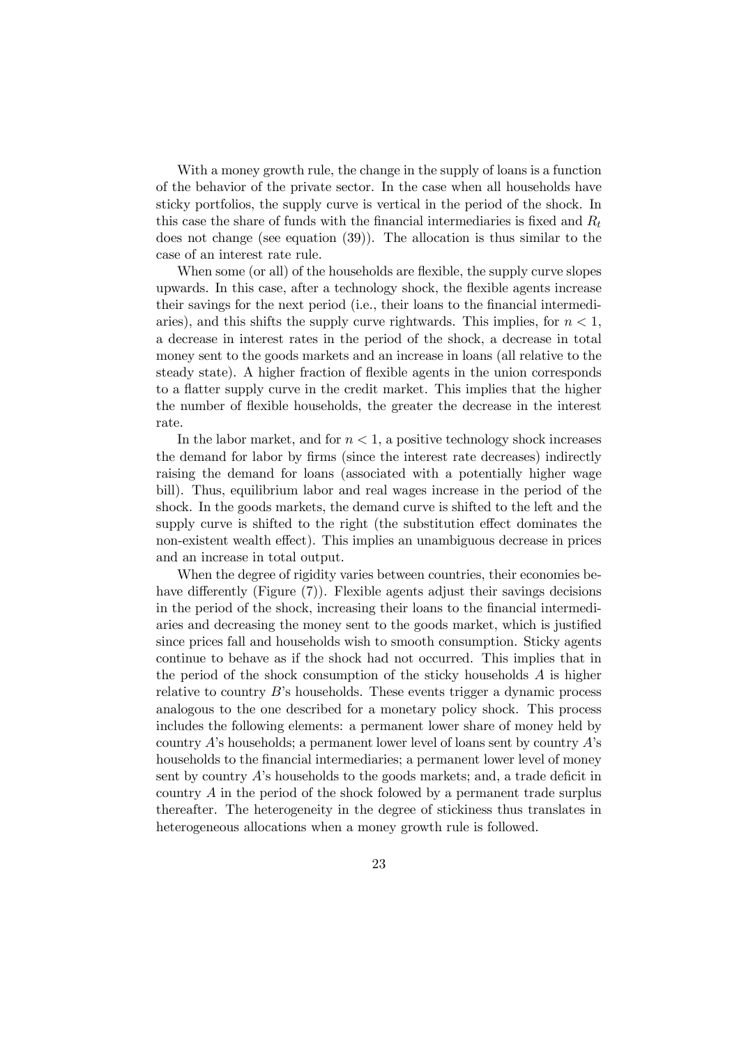With a money growth rule, the change in the supply of loans is a function of the behavior of the private sector. In the case when all households have sticky portfolios, the supply curve is vertical in the period of the shock. In this case the share of funds with the financial intermediaries is fixed and $R_t$ does not change (see equation (39)). The allocation is thus similar to the case of an interest rate rule.

When some (or all) of the households are flexible, the supply curve slopes upwards. In this case, after a technology shock, the flexible agents increase their savings for the next period (i.e., their loans to the financial intermediaries), and this shifts the supply curve rightwards. This implies, for $n < 1$, a decrease in interest rates in the period of the shock, a decrease in total money sent to the goods markets and an increase in loans (all relative to the steady state). A higher fraction of flexible agents in the union corresponds to a flatter supply curve in the credit market. This implies that the higher the number of flexible households, the greater the decrease in the interest rate.

In the labor market, and for $n < 1$, a positive technology shock increases the demand for labor by firms (since the interest rate decreases) indirectly raising the demand for loans (associated with a potentially higher wage bill). Thus, equilibrium labor and real wages increase in the period of the shock. In the goods markets, the demand curve is shifted to the left and the supply curve is shifted to the right (the substitution effect dominates the non-existent wealth effect). This implies an unambiguous decrease in prices and an increase in total output.

When the degree of rigidity varies between countries, their economies behave differently (Figure (7)). Flexible agents adjust their savings decisions in the period of the shock, increasing their loans to the financial intermediaries and decreasing the money sent to the goods market, which is justified since prices fall and households wish to smooth consumption. Sticky agents continue to behave as if the shock had not occurred. This implies that in the period of the shock consumption of the sticky households $A$ is higher relative to country $B$'s households. These events trigger a dynamic process analogous to the one described for a monetary policy shock. This process includes the following elements: a permanent lower share of money held by country $A$'s households; a permanent lower level of loans sent by country $A$'s households to the financial intermediaries; a permanent lower level of money sent by country $A$'s households to the goods markets; and, a trade deficit in country $A$ in the period of the shock folowed by a permanent trade surplus thereafter. The heterogeneity in the degree of stickiness thus translates in heterogeneous allocations when a money growth rule is followed.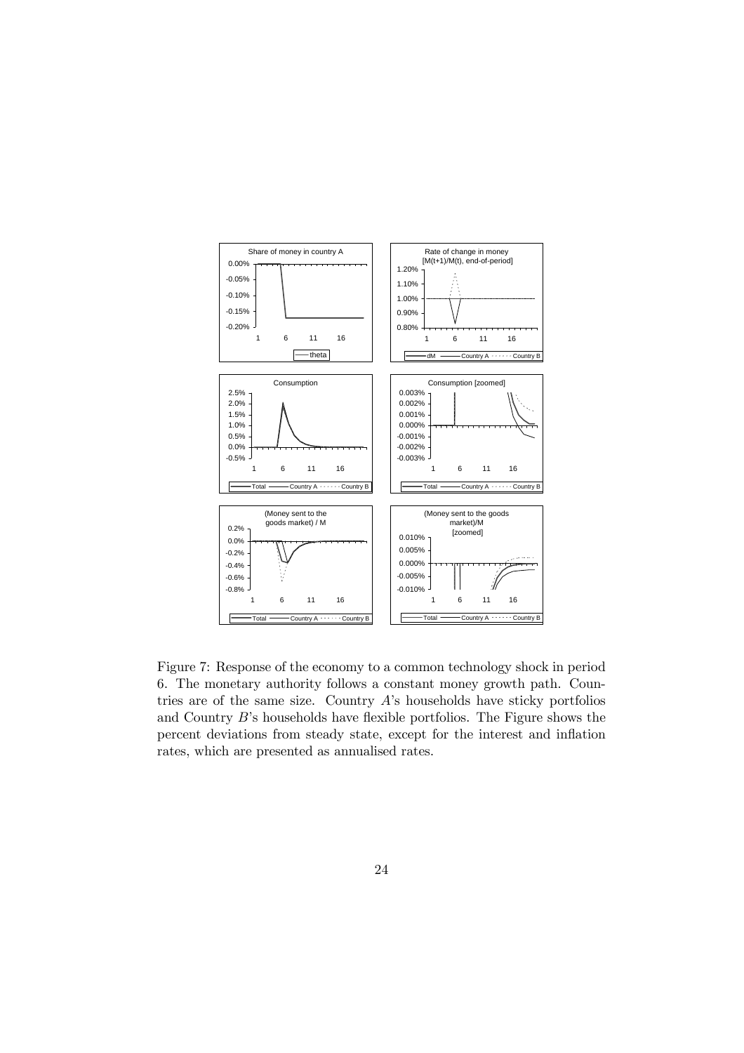Figure 7: Response of the economy to a common technology shock in period 6. The monetary authority follows a constant money growth path. Countries are of the same size. Country $A$'s households have sticky portfolios and Country $B$'s households have flexible portfolios. The Figure shows the percent deviations from steady state, except for the interest and inflation rates, which are presented as annualised rates.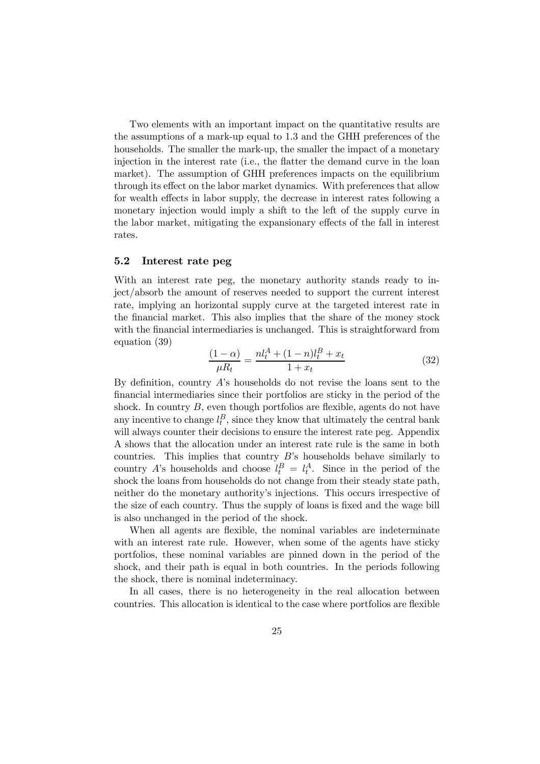Two elements with an important impact on the quantitative results are the assumptions of a mark-up equal to 1.3 and the GHH preferences of the households. The smaller the mark-up, the smaller the impact of a monetary injection in the interest rate (i.e., the flatter the demand curve in the loan market). The assumption of GHH preferences impacts on the equilibrium through its effect on the labor market dynamics. With preferences that allow for wealth effects in labor supply, the decrease in interest rates following a monetary injection would imply a shift to the left of the supply curve in the labor market, mitigating the expansionary effects of the fall in interest rates.

### 5.2 Interest rate peg

With an interest rate peg, the monetary authority stands ready to inject/absorb the amount of reserves needed to support the current interest rate, implying an horizontal supply curve at the targeted interest rate in the financial market. This also implies that the share of the money stock with the financial intermediaries is unchanged. This is straightforward from equation (39)

$$\frac{(1-\alpha)}{\mu R_t} = \frac{n l_t^A + (1-n) l_t^B + x_t}{1 + x_t} \tag{32}$$

By definition, country $A$'s households do not revise the loans sent to the financial intermediaries since their portfolios are sticky in the period of the shock. In country $B$, even though portfolios are flexible, agents do not have any incentive to change $l_t^B$, since they know that ultimately the central bank will always counter their decisions to ensure the interest rate peg. Appendix A shows that the allocation under an interest rate rule is the same in both countries. This implies that country $B$'s households behave similarly to country $A$'s households and choose $l_t^B = l_t^A$. Since in the period of the shock the loans from households do not change from their steady state path, neither do the monetary authority's injections. This occurs irrespective of the size of each country. Thus the supply of loans is fixed and the wage bill is also unchanged in the period of the shock.

When all agents are flexible, the nominal variables are indeterminate with an interest rate rule. However, when some of the agents have sticky portfolios, these nominal variables are pinned down in the period of the shock, and their path is equal in both countries. In the periods following the shock, there is nominal indeterminacy.

In all cases, there is no heterogeneity in the real allocation between countries. This allocation is identical to the case where portfolios are flexible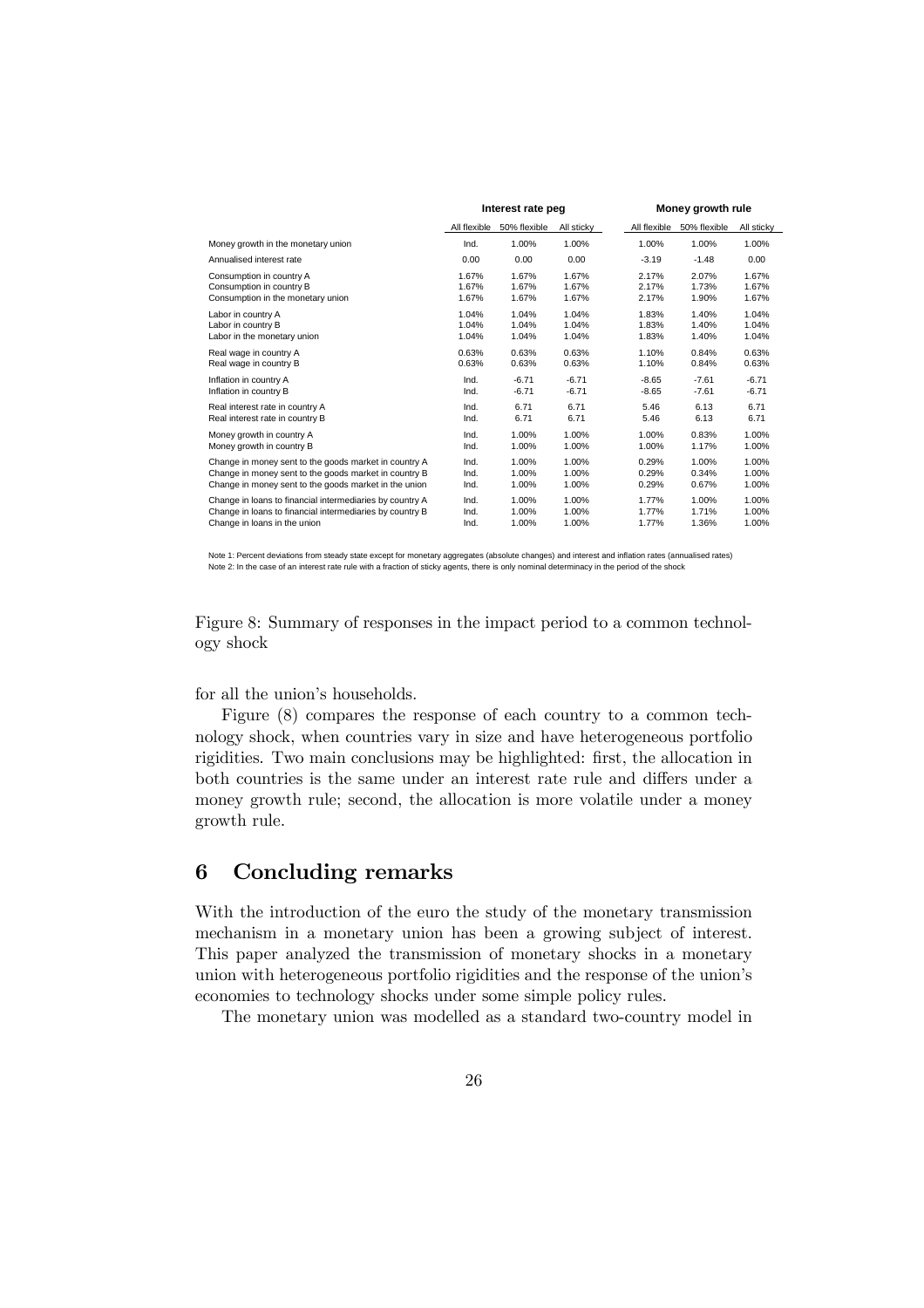| | Interest rate peg | | | Money growth rule | | |
|---|---|---|---|---|---|---|
| | All flexible | 50% flexible | All sticky | All flexible | 50% flexible | All sticky |
| Money growth in the monetary union | Ind. | 1.00% | 1.00% | 1.00% | 1.00% | 1.00% |
| Annualised interest rate | 0.00 | 0.00 | 0.00 | -3.19 | -1.48 | 0.00 |
| Consumption in country A | 1.67% | 1.67% | 1.67% | 2.17% | 2.07% | 1.67% |
| Consumption in country B | 1.67% | 1.67% | 1.67% | 2.17% | 1.73% | 1.67% |
| Consumption in the monetary union | 1.67% | 1.67% | 1.67% | 2.17% | 1.90% | 1.67% |
| Labor in country A | 1.04% | 1.04% | 1.04% | 1.83% | 1.40% | 1.04% |
| Labor in country B | 1.04% | 1.04% | 1.04% | 1.83% | 1.40% | 1.04% |
| Labor in the monetary union | 1.04% | 1.04% | 1.04% | 1.83% | 1.40% | 1.04% |
| Real wage in country A | 0.63% | 0.63% | 0.63% | 1.10% | 0.84% | 0.63% |
| Real wage in country B | 0.63% | 0.63% | 0.63% | 1.10% | 0.84% | 0.63% |
| Inflation in country A | Ind. | -6.71 | -6.71 | -8.65 | -7.61 | -6.71 |
| Inflation in country B | Ind. | -6.71 | -6.71 | -8.65 | -7.61 | -6.71 |
| Real interest rate in country A | Ind. | 6.71 | 6.71 | 5.46 | 6.13 | 6.71 |
| Real interest rate in country B | Ind. | 6.71 | 6.71 | 5.46 | 6.13 | 6.71 |
| Money growth in country A | Ind. | 1.00% | 1.00% | 1.00% | 0.83% | 1.00% |
| Money growth in country B | Ind. | 1.00% | 1.00% | 1.00% | 1.17% | 1.00% |
| Change in money sent to the goods market in country A | Ind. | 1.00% | 1.00% | 0.29% | 1.00% | 1.00% |
| Change in money sent to the goods market in country B | Ind. | 1.00% | 1.00% | 0.29% | 0.34% | 1.00% |
| Change in money sent to the goods market in the union | Ind. | 1.00% | 1.00% | 0.29% | 0.67% | 1.00% |
| Change in loans to financial intermediaries by country A | Ind. | 1.00% | 1.00% | 1.77% | 1.00% | 1.00% |
| Change in loans to financial intermediaries by country B | Ind. | 1.00% | 1.00% | 1.77% | 1.71% | 1.00% |
| Change in loans in the union | Ind. | 1.00% | 1.00% | 1.77% | 1.36% | 1.00% |

Note 1: Percent deviations from steady state except for monetary aggregates (absolute changes) and interest and inflation rates (annualised rates)
Note 2: In the case of an interest rate rule with a fraction of sticky agents, there is only nominal determinacy in the period of the shock

Figure 8: Summary of responses in the impact period to a common technology shock

for all the union's households.

Figure (8) compares the response of each country to a common technology shock, when countries vary in size and have heterogeneous portfolio rigidities. Two main conclusions may be highlighted: first, the allocation in both countries is the same under an interest rate rule and differs under a money growth rule; second, the allocation is more volatile under a money growth rule.

# 6 Concluding remarks

With the introduction of the euro the study of the monetary transmission mechanism in a monetary union has been a growing subject of interest. This paper analyzed the transmission of monetary shocks in a monetary union with heterogeneous portfolio rigidities and the response of the union's economies to technology shocks under some simple policy rules.

The monetary union was modelled as a standard two-country model in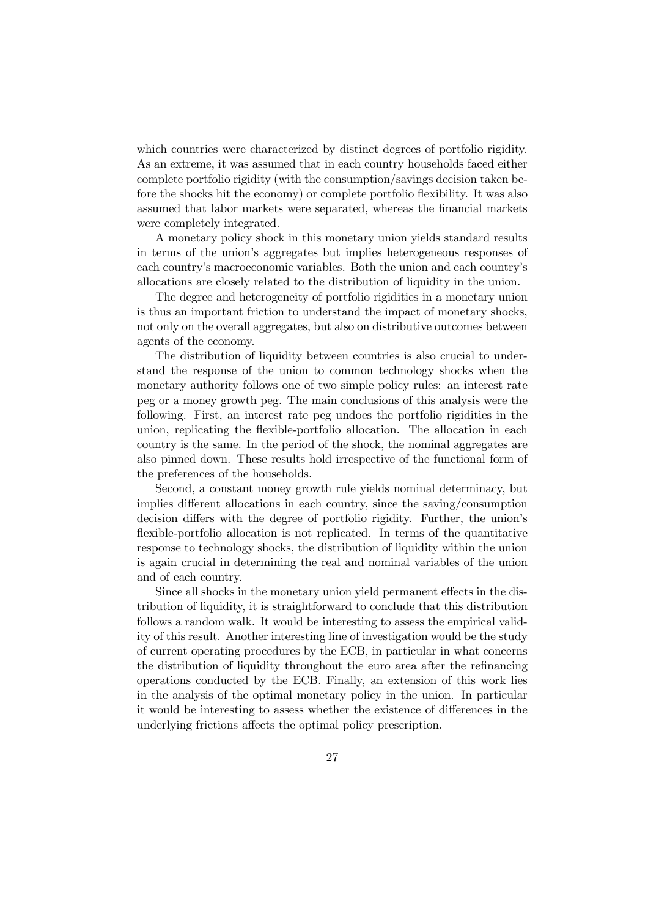which countries were characterized by distinct degrees of portfolio rigidity. As an extreme, it was assumed that in each country households faced either complete portfolio rigidity (with the consumption/savings decision taken before the shocks hit the economy) or complete portfolio flexibility. It was also assumed that labor markets were separated, whereas the financial markets were completely integrated.

A monetary policy shock in this monetary union yields standard results in terms of the union's aggregates but implies heterogeneous responses of each country's macroeconomic variables. Both the union and each country's allocations are closely related to the distribution of liquidity in the union.

The degree and heterogeneity of portfolio rigidities in a monetary union is thus an important friction to understand the impact of monetary shocks, not only on the overall aggregates, but also on distributive outcomes between agents of the economy.

The distribution of liquidity between countries is also crucial to understand the response of the union to common technology shocks when the monetary authority follows one of two simple policy rules: an interest rate peg or a money growth peg. The main conclusions of this analysis were the following. First, an interest rate peg undoes the portfolio rigidities in the union, replicating the flexible-portfolio allocation. The allocation in each country is the same. In the period of the shock, the nominal aggregates are also pinned down. These results hold irrespective of the functional form of the preferences of the households.

Second, a constant money growth rule yields nominal determinacy, but implies different allocations in each country, since the saving/consumption decision differs with the degree of portfolio rigidity. Further, the union's flexible-portfolio allocation is not replicated. In terms of the quantitative response to technology shocks, the distribution of liquidity within the union is again crucial in determining the real and nominal variables of the union and of each country.

Since all shocks in the monetary union yield permanent effects in the distribution of liquidity, it is straightforward to conclude that this distribution follows a random walk. It would be interesting to assess the empirical validity of this result. Another interesting line of investigation would be the study of current operating procedures by the ECB, in particular in what concerns the distribution of liquidity throughout the euro area after the refinancing operations conducted by the ECB. Finally, an extension of this work lies in the analysis of the optimal monetary policy in the union. In particular it would be interesting to assess whether the existence of differences in the underlying frictions affects the optimal policy prescription.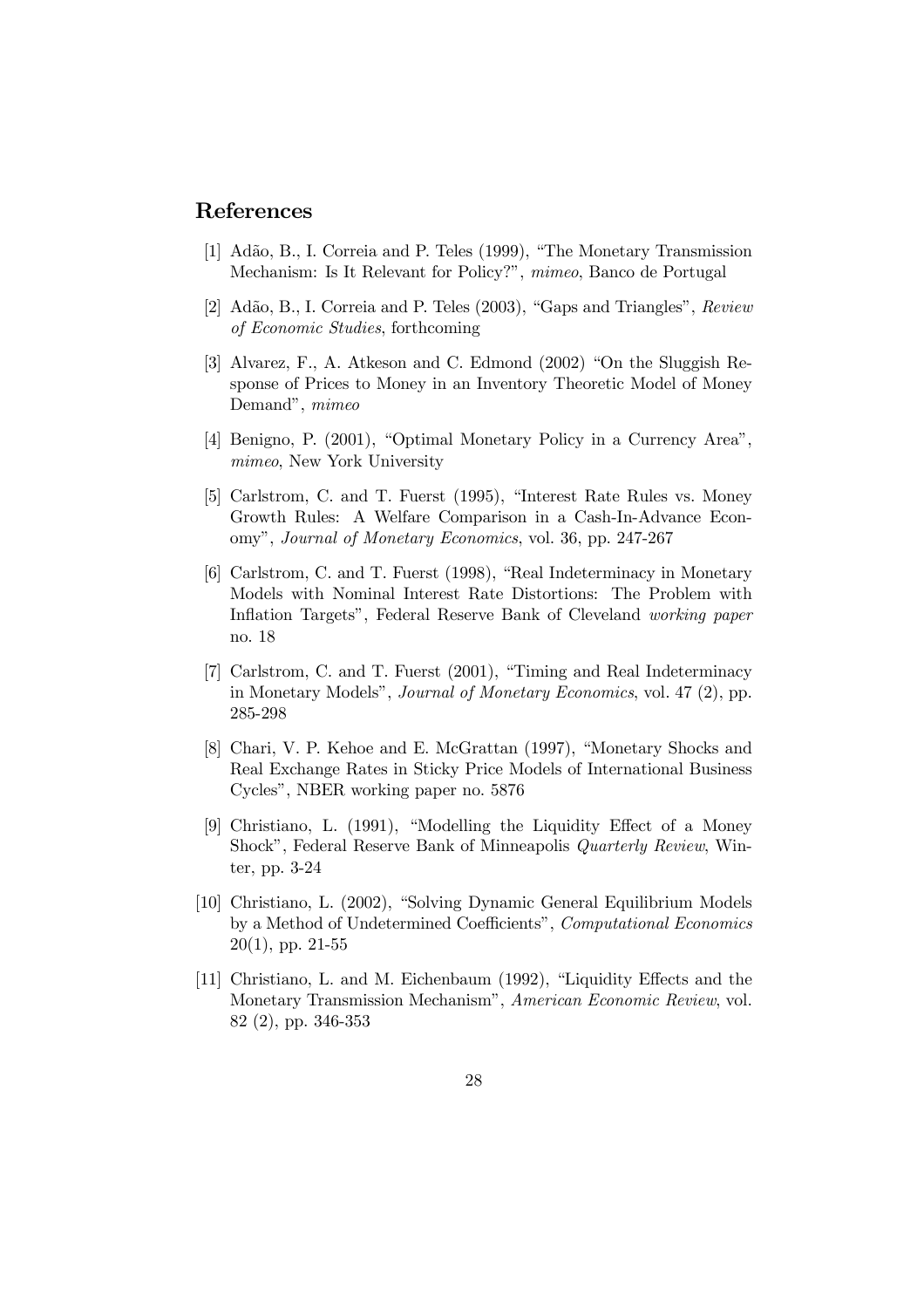## References

[1] Adão, B., I. Correia and P. Teles (1999), "The Monetary Transmission Mechanism: Is It Relevant for Policy?", *mimeo*, Banco de Portugal

[2] Adão, B., I. Correia and P. Teles (2003), "Gaps and Triangles", *Review of Economic Studies*, forthcoming

[3] Alvarez, F., A. Atkeson and C. Edmond (2002) "On the Sluggish Response of Prices to Money in an Inventory Theoretic Model of Money Demand", *mimeo*

[4] Benigno, P. (2001), "Optimal Monetary Policy in a Currency Area", *mimeo*, New York University

[5] Carlstrom, C. and T. Fuerst (1995), "Interest Rate Rules vs. Money Growth Rules: A Welfare Comparison in a Cash-In-Advance Economy", *Journal of Monetary Economics*, vol. 36, pp. 247-267

[6] Carlstrom, C. and T. Fuerst (1998), "Real Indeterminacy in Monetary Models with Nominal Interest Rate Distortions: The Problem with Inflation Targets", Federal Reserve Bank of Cleveland *working paper* no. 18

[7] Carlstrom, C. and T. Fuerst (2001), "Timing and Real Indeterminacy in Monetary Models", *Journal of Monetary Economics*, vol. 47 (2), pp. 285-298

[8] Chari, V. P. Kehoe and E. McGrattan (1997), "Monetary Shocks and Real Exchange Rates in Sticky Price Models of International Business Cycles", NBER working paper no. 5876

[9] Christiano, L. (1991), "Modelling the Liquidity Effect of a Money Shock", Federal Reserve Bank of Minneapolis *Quarterly Review*, Winter, pp. 3-24

[10] Christiano, L. (2002), "Solving Dynamic General Equilibrium Models by a Method of Undetermined Coefficients", *Computational Economics* 20(1), pp. 21-55

[11] Christiano, L. and M. Eichenbaum (1992), "Liquidity Effects and the Monetary Transmission Mechanism", *American Economic Review*, vol. 82 (2), pp. 346-353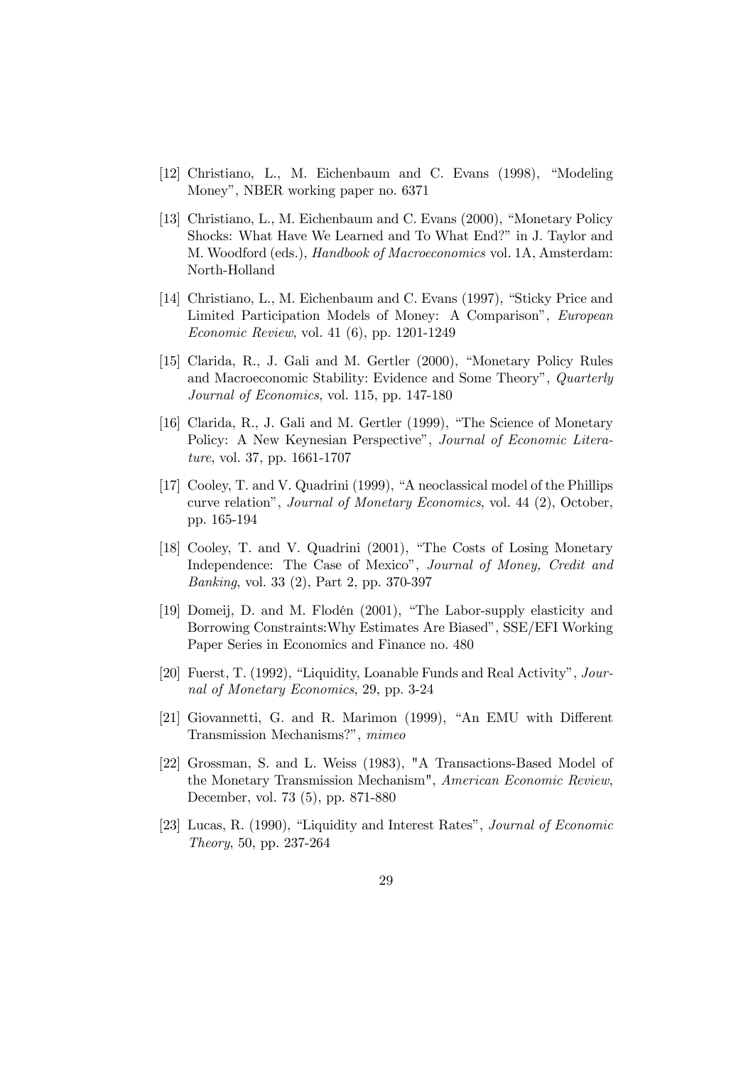[12] Christiano, L., M. Eichenbaum and C. Evans (1998), “Modeling Money”, NBER working paper no. 6371

[13] Christiano, L., M. Eichenbaum and C. Evans (2000), “Monetary Policy Shocks: What Have We Learned and To What End?” in J. Taylor and M. Woodford (eds.), *Handbook of Macroeconomics* vol. 1A, Amsterdam: North-Holland

[14] Christiano, L., M. Eichenbaum and C. Evans (1997), “Sticky Price and Limited Participation Models of Money: A Comparison”, *European Economic Review*, vol. 41 (6), pp. 1201-1249

[15] Clarida, R., J. Gali and M. Gertler (2000), “Monetary Policy Rules and Macroeconomic Stability: Evidence and Some Theory”, *Quarterly Journal of Economics*, vol. 115, pp. 147-180

[16] Clarida, R., J. Gali and M. Gertler (1999), “The Science of Monetary Policy: A New Keynesian Perspective”, *Journal of Economic Literature*, vol. 37, pp. 1661-1707

[17] Cooley, T. and V. Quadrini (1999), “A neoclassical model of the Phillips curve relation”, *Journal of Monetary Economics*, vol. 44 (2), October, pp. 165-194

[18] Cooley, T. and V. Quadrini (2001), “The Costs of Losing Monetary Independence: The Case of Mexico”, *Journal of Money, Credit and Banking*, vol. 33 (2), Part 2, pp. 370-397

[19] Domeij, D. and M. Flodén (2001), “The Labor-supply elasticity and Borrowing Constraints:Why Estimates Are Biased”, SSE/EFI Working Paper Series in Economics and Finance no. 480

[20] Fuerst, T. (1992), “Liquidity, Loanable Funds and Real Activity”, *Journal of Monetary Economics*, 29, pp. 3-24

[21] Giovannetti, G. and R. Marimon (1999), “An EMU with Different Transmission Mechanisms?”, *mimeo*

[22] Grossman, S. and L. Weiss (1983), "A Transactions-Based Model of the Monetary Transmission Mechanism", *American Economic Review*, December, vol. 73 (5), pp. 871-880

[23] Lucas, R. (1990), “Liquidity and Interest Rates”, *Journal of Economic Theory*, 50, pp. 237-264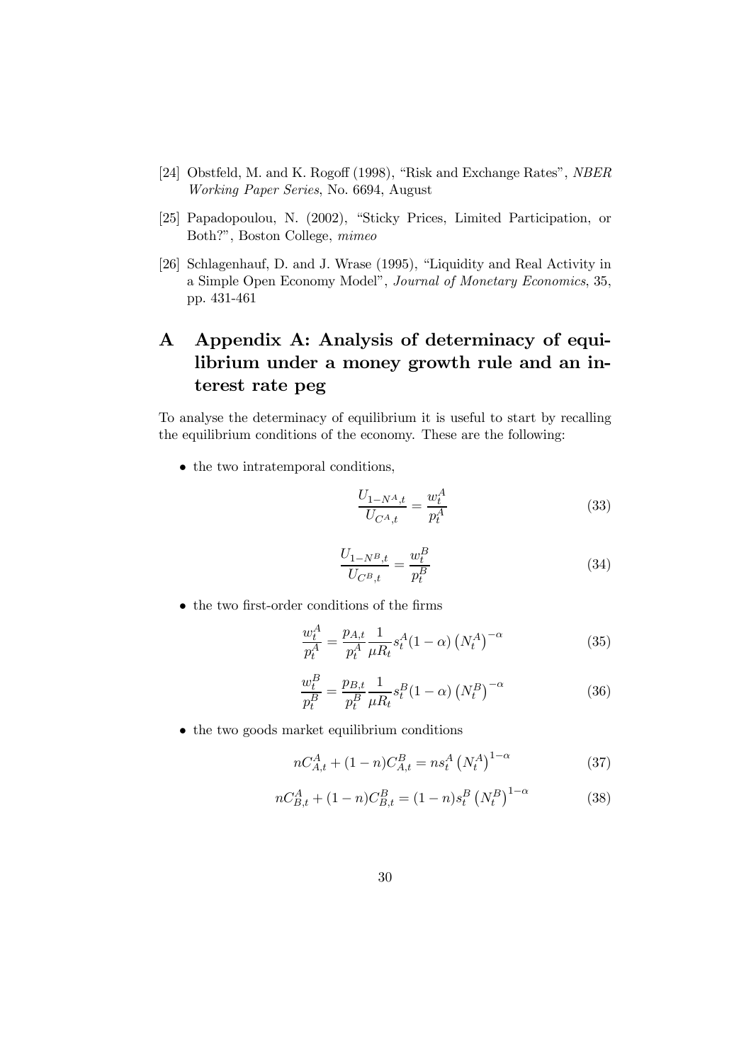[24] Obstfeld, M. and K. Rogoff (1998), "Risk and Exchange Rates", *NBER Working Paper Series*, No. 6694, August

[25] Papadopoulou, N. (2002), "Sticky Prices, Limited Participation, or Both?", Boston College, *mimeo*

[26] Schlagenhauf, D. and J. Wrase (1995), "Liquidity and Real Activity in a Simple Open Economy Model", *Journal of Monetary Economics*, 35, pp. 431-461

# A Appendix A: Analysis of determinacy of equilibrium under a money growth rule and an interest rate peg

To analyse the determinacy of equilibrium it is useful to start by recalling the equilibrium conditions of the economy. These are the following:

- the two intratemporal conditions,

$$\frac{U_{1-N^A,t}}{U_{C^A,t}} = \frac{w_t^A}{p_t^A} \tag{33}$$

$$\frac{U_{1-N^B,t}}{U_{C^B,t}} = \frac{w_t^B}{p_t^B} \tag{34}$$

- the two first-order conditions of the firms

$$\frac{w_t^A}{p_t^A} = \frac{p_{A,t}}{p_t^A}\frac{1}{\mu R_t} s_t^A (1-\alpha)\left(N_t^A\right)^{-\alpha} \tag{35}$$

$$\frac{w_t^B}{p_t^B} = \frac{p_{B,t}}{p_t^B}\frac{1}{\mu R_t} s_t^B (1-\alpha)\left(N_t^B\right)^{-\alpha} \tag{36}$$

- the two goods market equilibrium conditions

$$nC_{A,t}^A + (1-n)C_{A,t}^B = ns_t^A\left(N_t^A\right)^{1-\alpha} \tag{37}$$

$$nC_{B,t}^A + (1-n)C_{B,t}^B = (1-n)s_t^B\left(N_t^B\right)^{1-\alpha} \tag{38}$$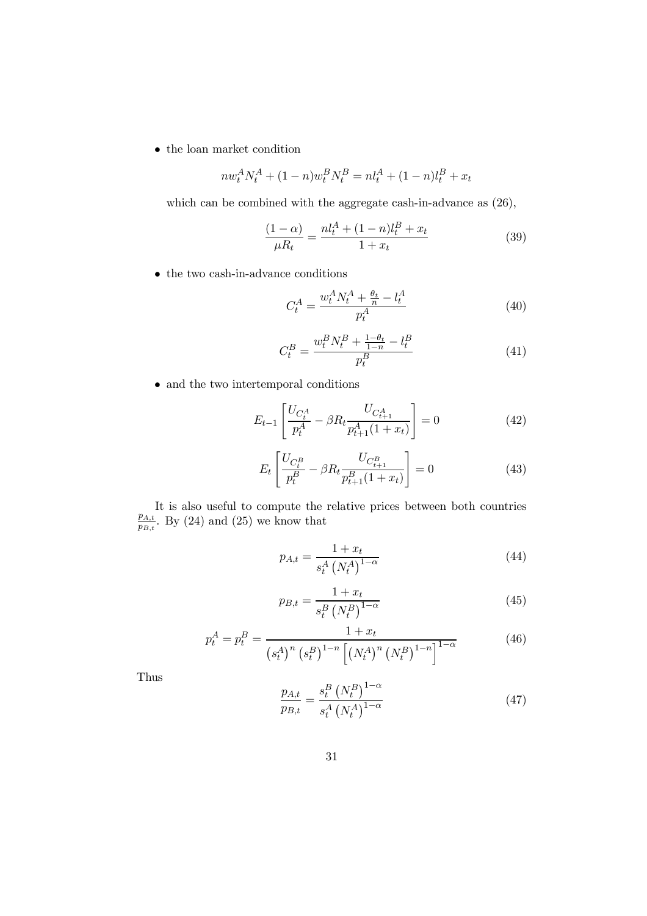- the loan market condition

$$nw_t^A N_t^A + (1-n) w_t^B N_t^B = n l_t^A + (1-n) l_t^B + x_t$$

which can be combined with the aggregate cash-in-advance as (26),

$$\frac{(1-\alpha)}{\mu R_t} = \frac{n l_t^A + (1-n) l_t^B + x_t}{1 + x_t} \tag{39}$$

- the two cash-in-advance conditions

$$C_t^A = \frac{w_t^A N_t^A + \frac{\theta_t}{n} - l_t^A}{p_t^A} \tag{40}$$

$$C_t^B = \frac{w_t^B N_t^B + \frac{1-\theta_t}{1-n} - l_t^B}{p_t^B} \tag{41}$$

- and the two intertemporal conditions

$$E_{t-1}\left[\frac{U_{C_t^A}}{p_t^A} - \beta R_t \frac{U_{C_{t+1}^A}}{p_{t+1}^A (1+x_t)}\right] = 0 \tag{42}$$

$$E_t\left[\frac{U_{C_t^B}}{p_t^B} - \beta R_t \frac{U_{C_{t+1}^B}}{p_{t+1}^B (1+x_t)}\right] = 0 \tag{43}$$

It is also useful to compute the relative prices between both countries $\frac{p_{A,t}}{p_{B,t}}$. By (24) and (25) we know that

$$p_{A,t} = \frac{1+x_t}{s_t^A \left(N_t^A\right)^{1-\alpha}} \tag{44}$$

$$p_{B,t} = \frac{1+x_t}{s_t^B \left(N_t^B\right)^{1-\alpha}} \tag{45}$$

$$p_t^A = p_t^B = \frac{1+x_t}{\left(s_t^A\right)^n \left(s_t^B\right)^{1-n} \left[\left(N_t^A\right)^n \left(N_t^B\right)^{1-n}\right]^{1-\alpha}} \tag{46}$$

Thus

$$\frac{p_{A,t}}{p_{B,t}} = \frac{s_t^B \left(N_t^B\right)^{1-\alpha}}{s_t^A \left(N_t^A\right)^{1-\alpha}} \tag{47}$$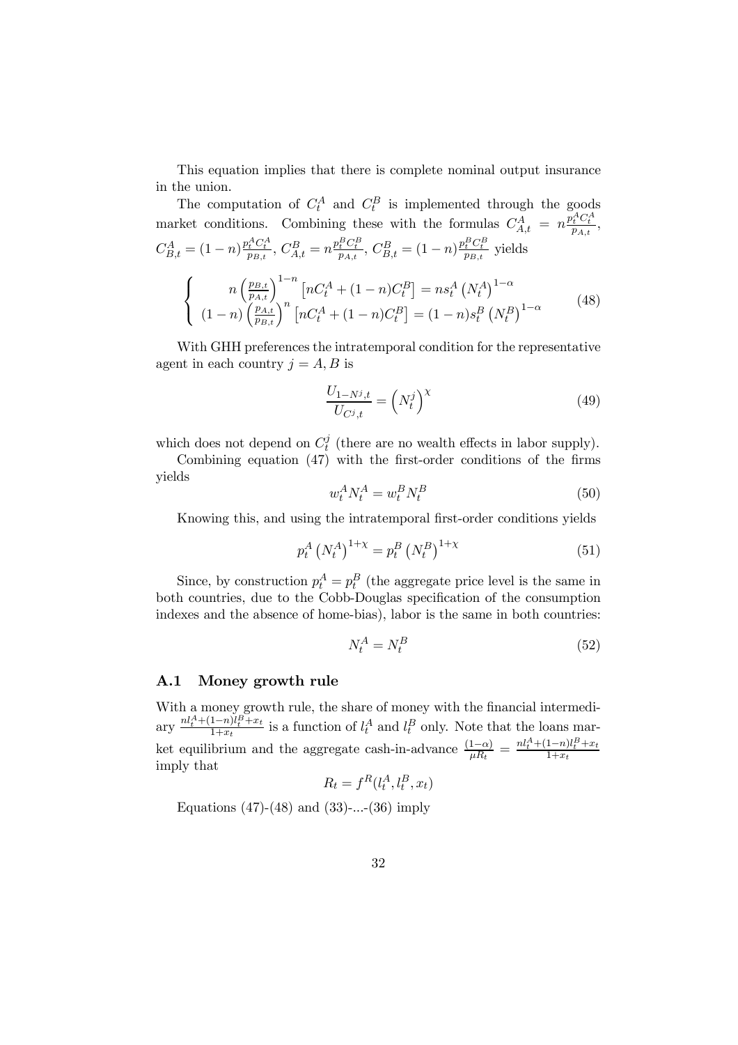This equation implies that there is complete nominal output insurance in the union.

The computation of $C_t^A$ and $C_t^B$ is implemented through the goods market conditions. Combining these with the formulas $C_{A,t}^A = n\frac{p_t^A C_t^A}{p_{A,t}}$, $C_{B,t}^A = (1-n)\frac{p_t^A C_t^A}{p_{B,t}}$, $C_{A,t}^B = n\frac{p_t^B C_t^B}{p_{A,t}}$, $C_{B,t}^B = (1-n)\frac{p_t^B C_t^B}{p_{B,t}}$ yields

$$\left\{ \begin{array}{c} n\left(\frac{p_{B,t}}{p_{A,t}}\right)^{1-n}\left[nC_t^A + (1-n)C_t^B\right] = ns_t^A\left(N_t^A\right)^{1-\alpha} \\ (1-n)\left(\frac{p_{A,t}}{p_{B,t}}\right)^{n}\left[nC_t^A + (1-n)C_t^B\right] = (1-n)s_t^B\left(N_t^B\right)^{1-\alpha} \end{array} \right. \tag{48}$$

With GHH preferences the intratemporal condition for the representative agent in each country $j = A, B$ is

$$\frac{U_{1-N^j,t}}{U_{C^j,t}} = \left(N_t^j\right)^{\chi} \tag{49}$$

which does not depend on $C_t^j$ (there are no wealth effects in labor supply).

Combining equation (47) with the first-order conditions of the firms yields

$$w_t^A N_t^A = w_t^B N_t^B \tag{50}$$

Knowing this, and using the intratemporal first-order conditions yields

$$p_t^A\left(N_t^A\right)^{1+\chi} = p_t^B\left(N_t^B\right)^{1+\chi} \tag{51}$$

Since, by construction $p_t^A = p_t^B$ (the aggregate price level is the same in both countries, due to the Cobb-Douglas specification of the consumption indexes and the absence of home-bias), labor is the same in both countries:

$$N_t^A = N_t^B \tag{52}$$

### A.1 Money growth rule

With a money growth rule, the share of money with the financial intermediary $\frac{nl_t^A + (1-n)l_t^B + x_t}{1+x_t}$ is a function of $l_t^A$ and $l_t^B$ only. Note that the loans market equilibrium and the aggregate cash-in-advance $\frac{(1-\alpha)}{\mu R_t} = \frac{nl_t^A + (1-n)l_t^B + x_t}{1+x_t}$ imply that

$$R_t = f^R(l_t^A, l_t^B, x_t)$$

Equations (47)-(48) and (33)-...-(36) imply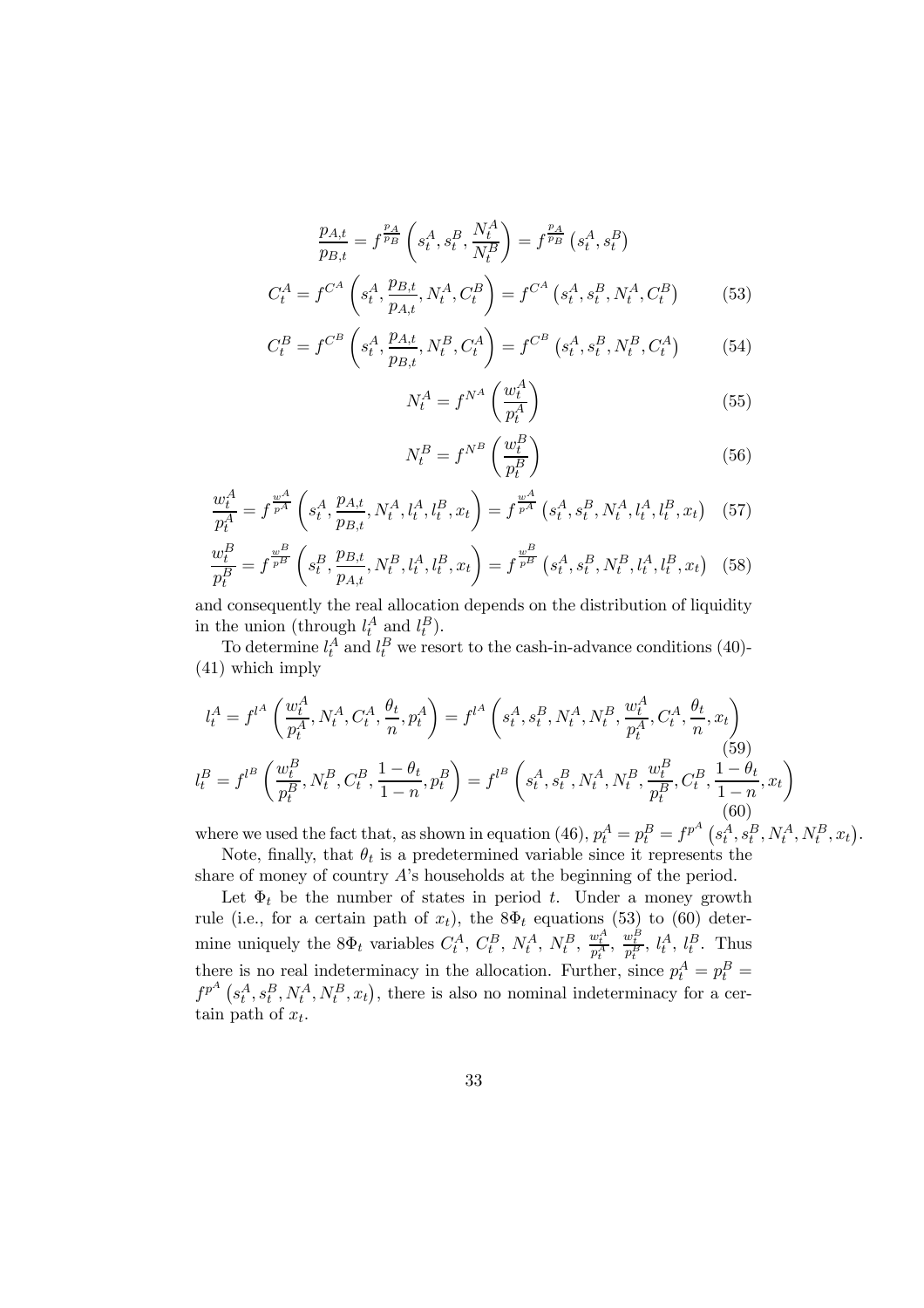$$\frac{p_{A,t}}{p_{B,t}} = f^{\frac{p_A}{p_B}}\left(s_t^A, s_t^B, \frac{N_t^A}{N_t^B}\right) = f^{\frac{p_A}{p_B}}\left(s_t^A, s_t^B\right)$$

$$C_t^A = f^{C^A}\left(s_t^A, \frac{p_{B,t}}{p_{A,t}}, N_t^A, C_t^B\right) = f^{C^A}\left(s_t^A, s_t^B, N_t^A, C_t^B\right) \tag{53}$$

$$C_t^B = f^{C^B}\left(s_t^A, \frac{p_{A,t}}{p_{B,t}}, N_t^B, C_t^A\right) = f^{C^B}\left(s_t^A, s_t^B, N_t^B, C_t^A\right) \tag{54}$$

$$N_t^A = f^{N^A}\left(\frac{w_t^A}{p_t^A}\right) \tag{55}$$

$$N_t^B = f^{N^B}\left(\frac{w_t^B}{p_t^B}\right) \tag{56}$$

$$\frac{w_t^A}{p_t^A} = f^{\frac{w^A}{p^A}}\left(s_t^A, \frac{p_{A,t}}{p_{B,t}}, N_t^A, l_t^A, l_t^B, x_t\right) = f^{\frac{w^A}{p^A}}\left(s_t^A, s_t^B, N_t^A, l_t^A, l_t^B, x_t\right) \tag{57}$$

$$\frac{w_t^B}{p_t^B} = f^{\frac{w^B}{p^B}}\left(s_t^B, \frac{p_{B,t}}{p_{A,t}}, N_t^B, l_t^A, l_t^B, x_t\right) = f^{\frac{w^B}{p^B}}\left(s_t^A, s_t^B, N_t^B, l_t^A, l_t^B, x_t\right) \tag{58}$$

and consequently the real allocation depends on the distribution of liquidity in the union (through $l_t^A$ and $l_t^B$).

To determine $l_t^A$ and $l_t^B$ we resort to the cash-in-advance conditions (40)-(41) which imply

$$l_t^A = f^{l^A}\left(\frac{w_t^A}{p_t^A}, N_t^A, C_t^A, \frac{\theta_t}{n}, p_t^A\right) = f^{l^A}\left(s_t^A, s_t^B, N_t^A, N_t^B, \frac{w_t^A}{p_t^A}, C_t^A, \frac{\theta_t}{n}, x_t\right) \tag{59}$$

$$l_t^B = f^{l^B}\left(\frac{w_t^B}{p_t^B}, N_t^B, C_t^B, \frac{1-\theta_t}{1-n}, p_t^B\right) = f^{l^B}\left(s_t^A, s_t^B, N_t^A, N_t^B, \frac{w_t^B}{p_t^B}, C_t^B, \frac{1-\theta_t}{1-n}, x_t\right) \tag{60}$$

where we used the fact that, as shown in equation (46), $p_t^A = p_t^B = f^{p^A}\left(s_t^A, s_t^B, N_t^A, N_t^B, x_t\right)$.

Note, finally, that $\theta_t$ is a predetermined variable since it represents the share of money of country $A$'s households at the beginning of the period.

Let $\Phi_t$ be the number of states in period $t$. Under a money growth rule (i.e., for a certain path of $x_t$), the $8\Phi_t$ equations (53) to (60) determine uniquely the $8\Phi_t$ variables $C_t^A$, $C_t^B$, $N_t^A$, $N_t^B$, $\frac{w_t^A}{p_t^A}$, $\frac{w_t^B}{p_t^B}$, $l_t^A$, $l_t^B$. Thus there is no real indeterminacy in the allocation. Further, since $p_t^A = p_t^B = f^{p^A}\left(s_t^A, s_t^B, N_t^A, N_t^B, x_t\right)$, there is also no nominal indeterminacy for a certain path of $x_t$.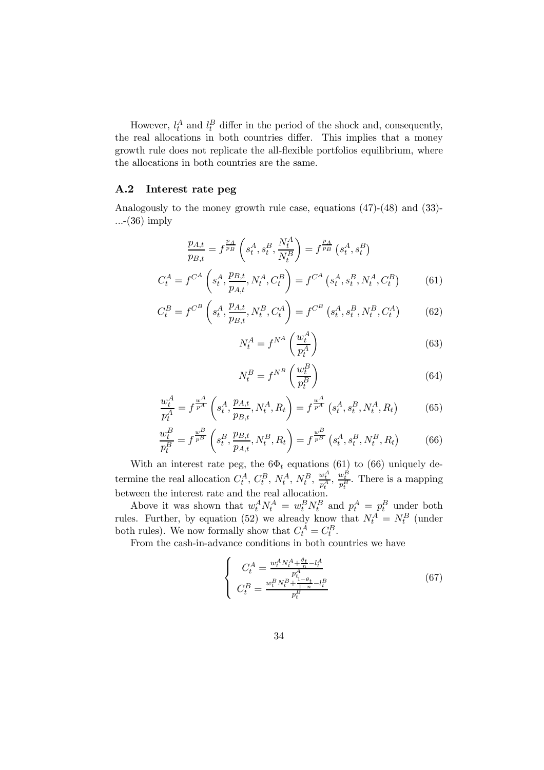However, $l_t^A$ and $l_t^B$ differ in the period of the shock and, consequently, the real allocations in both countries differ. This implies that a money growth rule does not replicate the all-flexible portfolios equilibrium, where the allocations in both countries are the same.

### A.2 Interest rate peg

Analogously to the money growth rule case, equations (47)-(48) and (33)-...-(36) imply

$$\frac{p_{A,t}}{p_{B,t}} = f^{\frac{p_A}{p_B}}\left(s_t^A, s_t^B, \frac{N_t^A}{N_t^B}\right) = f^{\frac{p_A}{p_B}}\left(s_t^A, s_t^B\right)$$

$$C_t^A = f^{C^A}\left(s_t^A, \frac{p_{B,t}}{p_{A,t}}, N_t^A, C_t^B\right) = f^{C^A}\left(s_t^A, s_t^B, N_t^A, C_t^B\right) \tag{61}$$

$$C_t^B = f^{C^B}\left(s_t^A, \frac{p_{A,t}}{p_{B,t}}, N_t^B, C_t^A\right) = f^{C^B}\left(s_t^A, s_t^B, N_t^B, C_t^A\right) \tag{62}$$

$$N_t^A = f^{N^A}\left(\frac{w_t^A}{p_t^A}\right) \tag{63}$$

$$N_t^B = f^{N^B}\left(\frac{w_t^B}{p_t^B}\right) \tag{64}$$

$$\frac{w_t^A}{p_t^A} = f^{\frac{w^A}{p^A}}\left(s_t^A, \frac{p_{A,t}}{p_{B,t}}, N_t^A, R_t\right) = f^{\frac{w^A}{p^A}}\left(s_t^A, s_t^B, N_t^A, R_t\right) \tag{65}$$

$$\frac{w_t^B}{p_t^B} = f^{\frac{w^B}{p^B}}\left(s_t^B, \frac{p_{B,t}}{p_{A,t}}, N_t^B, R_t\right) = f^{\frac{w^B}{p^B}}\left(s_t^A, s_t^B, N_t^B, R_t\right) \tag{66}$$

With an interest rate peg, the $6\Phi_t$ equations (61) to (66) uniquely determine the real allocation $C_t^A$, $C_t^B$, $N_t^A$, $N_t^B$, $\frac{w_t^A}{p_t^A}$, $\frac{w_t^B}{p_t^B}$. There is a mapping between the interest rate and the real allocation.

Above it was shown that $w_t^A N_t^A = w_t^B N_t^B$ and $p_t^A = p_t^B$ under both rules. Further, by equation (52) we already know that $N_t^A = N_t^B$ (under both rules). We now formally show that $C_t^A = C_t^B$.

From the cash-in-advance conditions in both countries we have

$$\begin{cases} C_t^A = \frac{w_t^A N_t^A + \frac{\theta_t}{n} - l_t^A}{p_t^A} \\ C_t^B = \frac{w_t^B N_t^B + \frac{1-\theta_t}{1-n} - l_t^B}{p_t^B} \end{cases} \tag{67}$$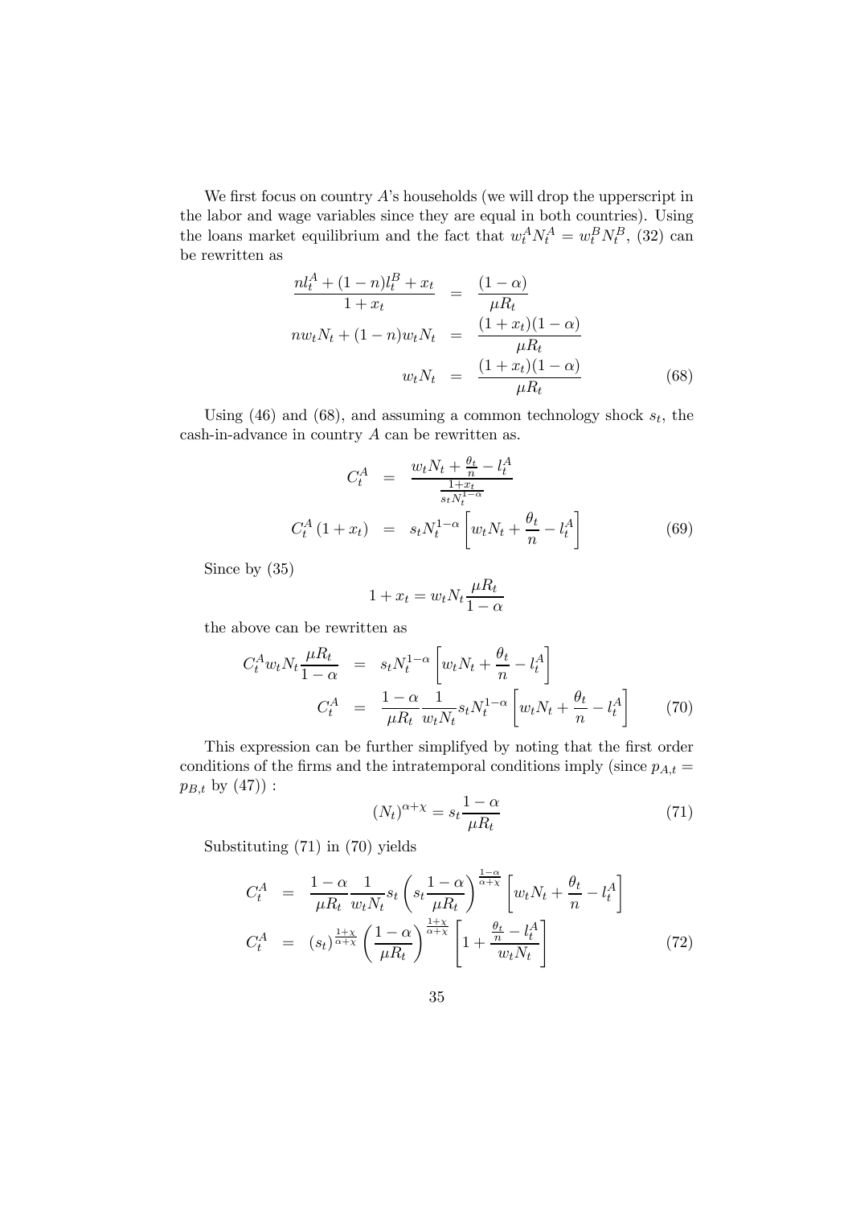We first focus on country $A$'s households (we will drop the upperscript in the labor and wage variables since they are equal in both countries). Using the loans market equilibrium and the fact that $w_t^A N_t^A = w_t^B N_t^B$, (32) can be rewritten as

$$
\begin{aligned}
\frac{nl_t^A + (1-n)l_t^B + x_t}{1+x_t} &= \frac{(1-\alpha)}{\mu R_t} \\
nw_t N_t + (1-n) w_t N_t &= \frac{(1+x_t)(1-\alpha)}{\mu R_t} \\
w_t N_t &= \frac{(1+x_t)(1-\alpha)}{\mu R_t} \qquad (68)
\end{aligned}
$$

Using (46) and (68), and assuming a common technology shock $s_t$, the cash-in-advance in country $A$ can be rewritten as.

$$
\begin{aligned}
C_t^A &= \frac{w_t N_t + \frac{\theta_t}{n} - l_t^A}{\frac{1+x_t}{s_t N_t^{1-\alpha}}} \\
C_t^A (1+x_t) &= s_t N_t^{1-\alpha} \left[ w_t N_t + \frac{\theta_t}{n} - l_t^A \right] \qquad (69)
\end{aligned}
$$

Since by (35)

$$
1 + x_t = w_t N_t \frac{\mu R_t}{1-\alpha}
$$

the above can be rewritten as

$$
\begin{aligned}
C_t^A w_t N_t \frac{\mu R_t}{1-\alpha} &= s_t N_t^{1-\alpha} \left[ w_t N_t + \frac{\theta_t}{n} - l_t^A \right] \\
C_t^A &= \frac{1-\alpha}{\mu R_t} \frac{1}{w_t N_t} s_t N_t^{1-\alpha} \left[ w_t N_t + \frac{\theta_t}{n} - l_t^A \right] \qquad (70)
\end{aligned}
$$

This expression can be further simplifyed by noting that the first order conditions of the firms and the intratemporal conditions imply (since $p_{A,t} = p_{B,t}$ by (47)) :

$$
(N_t)^{\alpha+\chi} = s_t \frac{1-\alpha}{\mu R_t} \qquad (71)
$$

Substituting (71) in (70) yields

$$
\begin{aligned}
C_t^A &= \frac{1-\alpha}{\mu R_t} \frac{1}{w_t N_t} s_t \left( s_t \frac{1-\alpha}{\mu R_t} \right)^{\frac{1-\alpha}{\alpha+\chi}} \left[ w_t N_t + \frac{\theta_t}{n} - l_t^A \right] \\
C_t^A &= (s_t)^{\frac{1+\chi}{\alpha+\chi}} \left( \frac{1-\alpha}{\mu R_t} \right)^{\frac{1+\chi}{\alpha+\chi}} \left[ 1 + \frac{\frac{\theta_t}{n} - l_t^A}{w_t N_t} \right] \qquad (72)
\end{aligned}
$$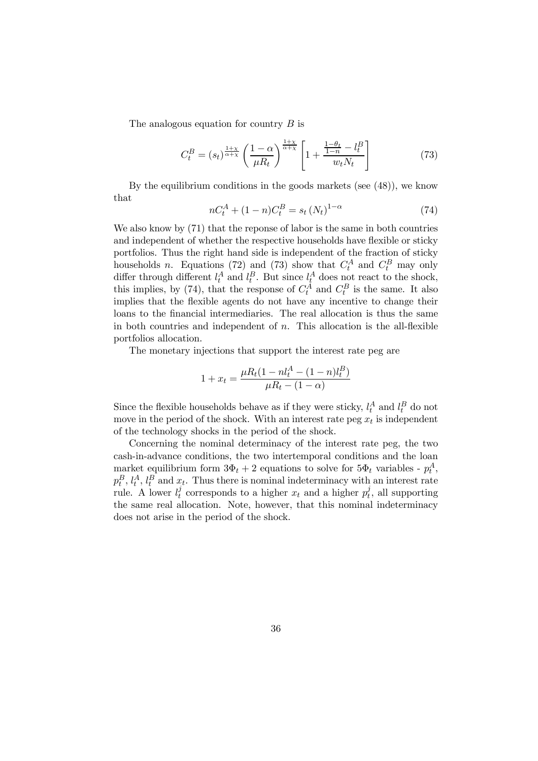The analogous equation for country $B$ is

$$C_t^B = (s_t)^{\frac{1+\chi}{\alpha+\chi}} \left( \frac{1-\alpha}{\mu R_t} \right)^{\frac{1+\chi}{\alpha+\chi}} \left[ 1 + \frac{\frac{1-\theta_t}{1-n} - l_t^B}{w_t N_t} \right] \tag{73}$$

By the equilibrium conditions in the goods markets (see (48)), we know that

$$nC_t^A + (1-n)C_t^B = s_t \left(N_t\right)^{1-\alpha} \tag{74}$$

We also know by (71) that the reponse of labor is the same in both countries and independent of whether the respective households have flexible or sticky portfolios. Thus the right hand side is independent of the fraction of sticky households $n$. Equations (72) and (73) show that $C_t^A$ and $C_t^B$ may only differ through different $l_t^A$ and $l_t^B$. But since $l_t^A$ does not react to the shock, this implies, by (74), that the response of $C_t^A$ and $C_t^B$ is the same. It also implies that the flexible agents do not have any incentive to change their loans to the financial intermediaries. The real allocation is thus the same in both countries and independent of $n$. This allocation is the all-flexible portfolios allocation.

The monetary injections that support the interest rate peg are

$$1 + x_t = \frac{\mu R_t (1 - n l_t^A - (1-n) l_t^B)}{\mu R_t - (1-\alpha)}$$

Since the flexible households behave as if they were sticky, $l_t^A$ and $l_t^B$ do not move in the period of the shock. With an interest rate peg $x_t$ is independent of the technology shocks in the period of the shock.

Concerning the nominal determinacy of the interest rate peg, the two cash-in-advance conditions, the two intertemporal conditions and the loan market equilibrium form $3\Phi_t + 2$ equations to solve for $5\Phi_t$ variables - $p_t^A$, $p_t^B$, $l_t^A$, $l_t^B$ and $x_t$. Thus there is nominal indeterminacy with an interest rate rule. A lower $l_t^j$ corresponds to a higher $x_t$ and a higher $p_t^j$, all supporting the same real allocation. Note, however, that this nominal indeterminacy does not arise in the period of the shock.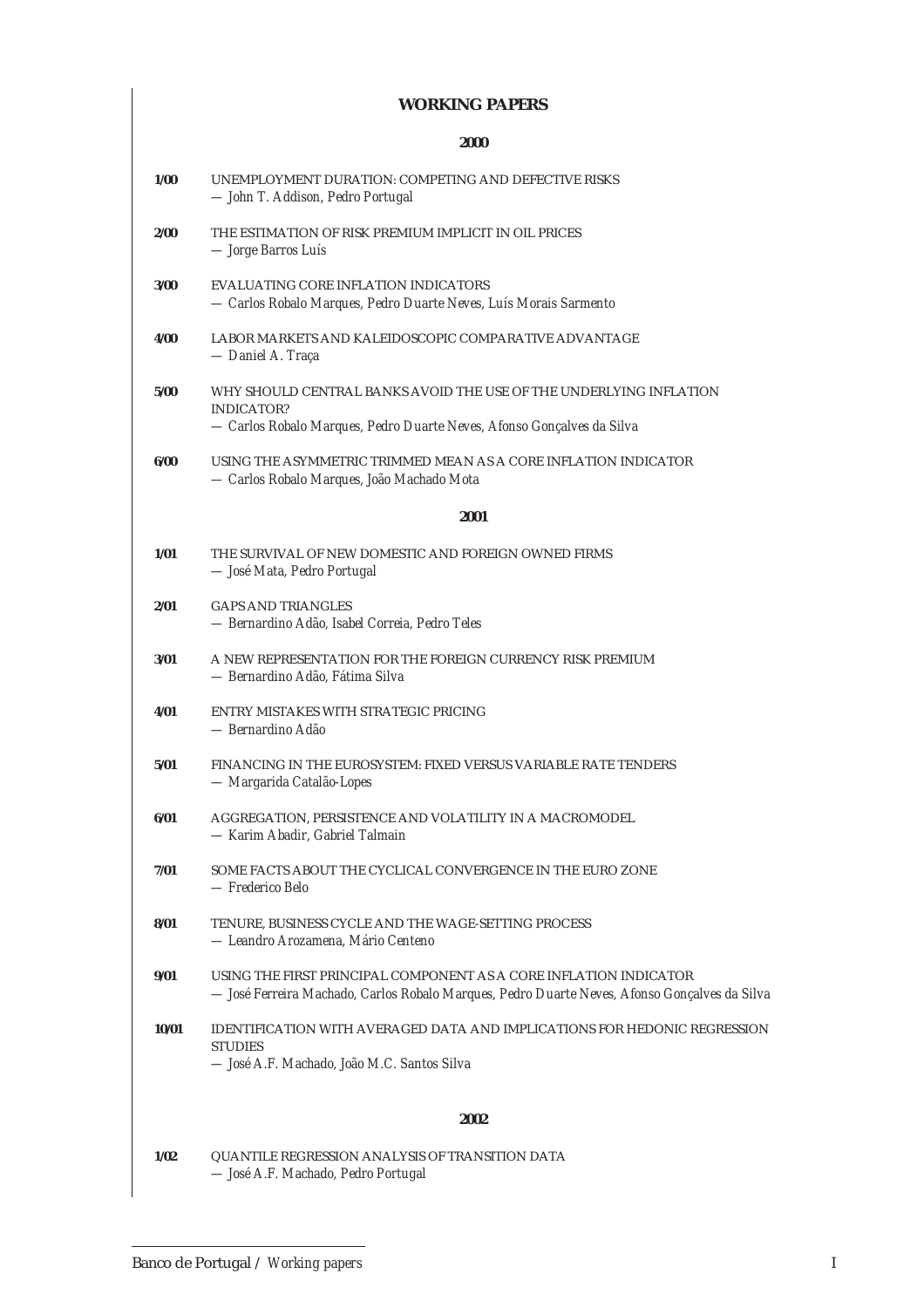## WORKING PAPERS

### 2000

**1/00** UNEMPLOYMENT DURATION: COMPETING AND DEFECTIVE RISKS
— *John T. Addison, Pedro Portugal*

**2/00** THE ESTIMATION OF RISK PREMIUM IMPLICIT IN OIL PRICES
— *Jorge Barros Luís*

**3/00** EVALUATING CORE INFLATION INDICATORS
— *Carlos Robalo Marques, Pedro Duarte Neves, Luís Morais Sarmento*

**4/00** LABOR MARKETS AND KALEIDOSCOPIC COMPARATIVE ADVANTAGE
— *Daniel A. Traça*

**5/00** WHY SHOULD CENTRAL BANKS AVOID THE USE OF THE UNDERLYING INFLATION INDICATOR?
— *Carlos Robalo Marques, Pedro Duarte Neves, Afonso Gonçalves da Silva*

**6/00** USING THE ASYMMETRIC TRIMMED MEAN AS A CORE INFLATION INDICATOR
— *Carlos Robalo Marques, João Machado Mota*

### 2001

**1/01** THE SURVIVAL OF NEW DOMESTIC AND FOREIGN OWNED FIRMS
— *José Mata, Pedro Portugal*

**2/01** GAPS AND TRIANGLES
— *Bernardino Adão, Isabel Correia, Pedro Teles*

**3/01** A NEW REPRESENTATION FOR THE FOREIGN CURRENCY RISK PREMIUM
— *Bernardino Adão, Fátima Silva*

**4/01** ENTRY MISTAKES WITH STRATEGIC PRICING
— *Bernardino Adão*

**5/01** FINANCING IN THE EUROSYSTEM: FIXED VERSUS VARIABLE RATE TENDERS
— *Margarida Catalão-Lopes*

**6/01** AGGREGATION, PERSISTENCE AND VOLATILITY IN A MACROMODEL
— *Karim Abadir, Gabriel Talmain*

**7/01** SOME FACTS ABOUT THE CYCLICAL CONVERGENCE IN THE EURO ZONE
— *Frederico Belo*

**8/01** TENURE, BUSINESS CYCLE AND THE WAGE-SETTING PROCESS
— *Leandro Arozamena, Mário Centeno*

**9/01** USING THE FIRST PRINCIPAL COMPONENT AS A CORE INFLATION INDICATOR
— *José Ferreira Machado, Carlos Robalo Marques, Pedro Duarte Neves, Afonso Gonçalves da Silva*

**10/01** IDENTIFICATION WITH AVERAGED DATA AND IMPLICATIONS FOR HEDONIC REGRESSION STUDIES
— *José A.F. Machado, João M.C. Santos Silva*

### 2002

**1/02** QUANTILE REGRESSION ANALYSIS OF TRANSITION DATA
— *José A.F. Machado, Pedro Portugal*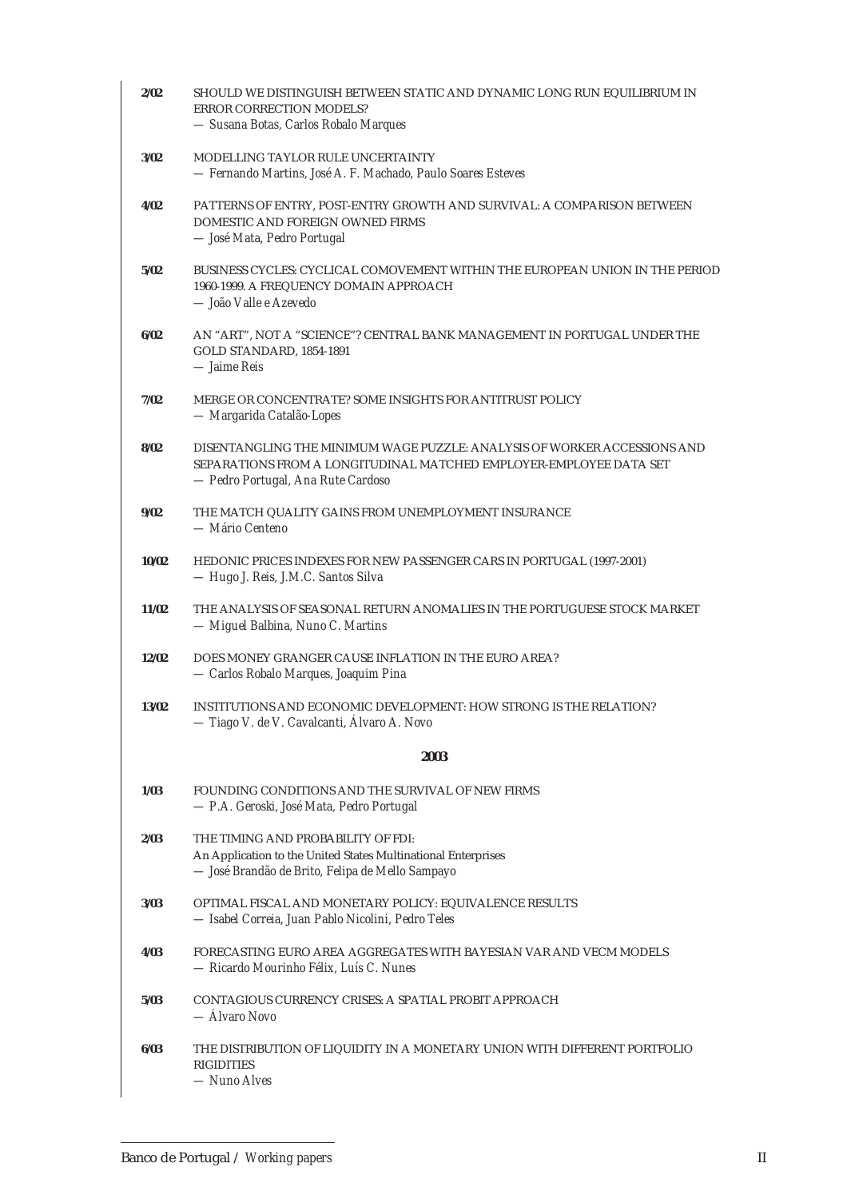**2/02** SHOULD WE DISTINGUISH BETWEEN STATIC AND DYNAMIC LONG RUN EQUILIBRIUM IN ERROR CORRECTION MODELS?
— *Susana Botas, Carlos Robalo Marques*

**3/02** MODELLING TAYLOR RULE UNCERTAINTY
— *Fernando Martins, José A. F. Machado, Paulo Soares Esteves*

**4/02** PATTERNS OF ENTRY, POST-ENTRY GROWTH AND SURVIVAL: A COMPARISON BETWEEN DOMESTIC AND FOREIGN OWNED FIRMS
— *José Mata, Pedro Portugal*

**5/02** BUSINESS CYCLES: CYCLICAL COMOVEMENT WITHIN THE EUROPEAN UNION IN THE PERIOD 1960-1999. A FREQUENCY DOMAIN APPROACH
— *João Valle e Azevedo*

**6/02** AN "ART", NOT A "SCIENCE"? CENTRAL BANK MANAGEMENT IN PORTUGAL UNDER THE GOLD STANDARD, 1854-1891
— *Jaime Reis*

**7/02** MERGE OR CONCENTRATE? SOME INSIGHTS FOR ANTITRUST POLICY
— *Margarida Catalão-Lopes*

**8/02** DISENTANGLING THE MINIMUM WAGE PUZZLE: ANALYSIS OF WORKER ACCESSIONS AND SEPARATIONS FROM A LONGITUDINAL MATCHED EMPLOYER-EMPLOYEE DATA SET
— *Pedro Portugal, Ana Rute Cardoso*

**9/02** THE MATCH QUALITY GAINS FROM UNEMPLOYMENT INSURANCE
— *Mário Centeno*

**10/02** HEDONIC PRICES INDEXES FOR NEW PASSENGER CARS IN PORTUGAL (1997-2001)
— *Hugo J. Reis, J.M.C. Santos Silva*

**11/02** THE ANALYSIS OF SEASONAL RETURN ANOMALIES IN THE PORTUGUESE STOCK MARKET
— *Miguel Balbina, Nuno C. Martins*

**12/02** DOES MONEY GRANGER CAUSE INFLATION IN THE EURO AREA?
— *Carlos Robalo Marques, Joaquim Pina*

**13/02** INSTITUTIONS AND ECONOMIC DEVELOPMENT: HOW STRONG IS THE RELATION?
— *Tiago V. de V. Cavalcanti, Álvaro A. Novo*

**2003**

**1/03** FOUNDING CONDITIONS AND THE SURVIVAL OF NEW FIRMS
— *P.A. Geroski, José Mata, Pedro Portugal*

**2/03** THE TIMING AND PROBABILITY OF FDI:
An Application to the United States Multinational Enterprises
— *José Brandão de Brito, Felipa de Mello Sampayo*

**3/03** OPTIMAL FISCAL AND MONETARY POLICY: EQUIVALENCE RESULTS
— *Isabel Correia, Juan Pablo Nicolini, Pedro Teles*

**4/03** FORECASTING EURO AREA AGGREGATES WITH BAYESIAN VAR AND VECM MODELS
— *Ricardo Mourinho Félix, Luís C. Nunes*

**5/03** CONTAGIOUS CURRENCY CRISES: A SPATIAL PROBIT APPROACH
— *Álvaro Novo*

**6/03** THE DISTRIBUTION OF LIQUIDITY IN A MONETARY UNION WITH DIFFERENT PORTFOLIO RIGIDITIES
— *Nuno Alves*